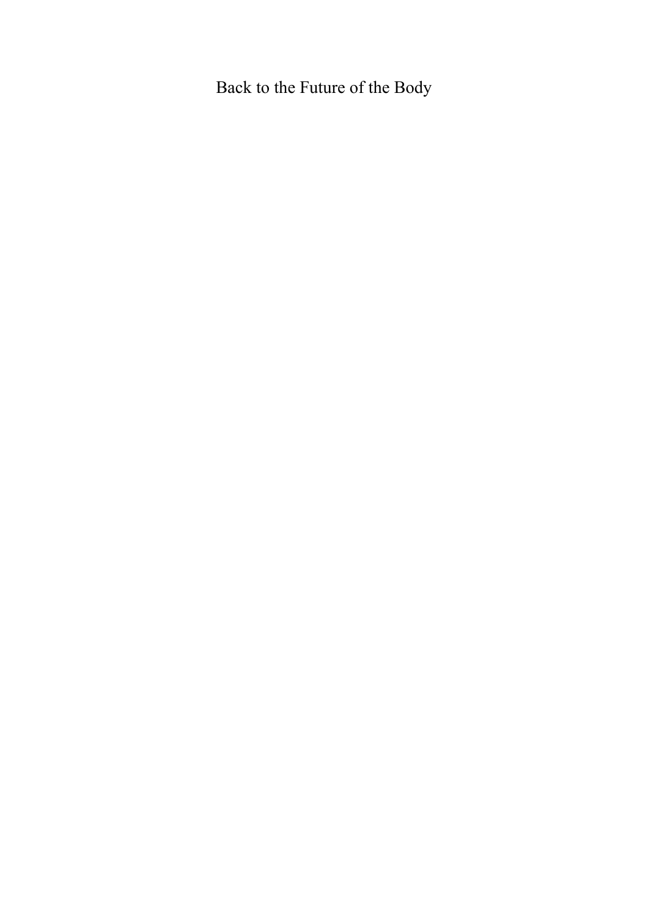Back to the Future of the Body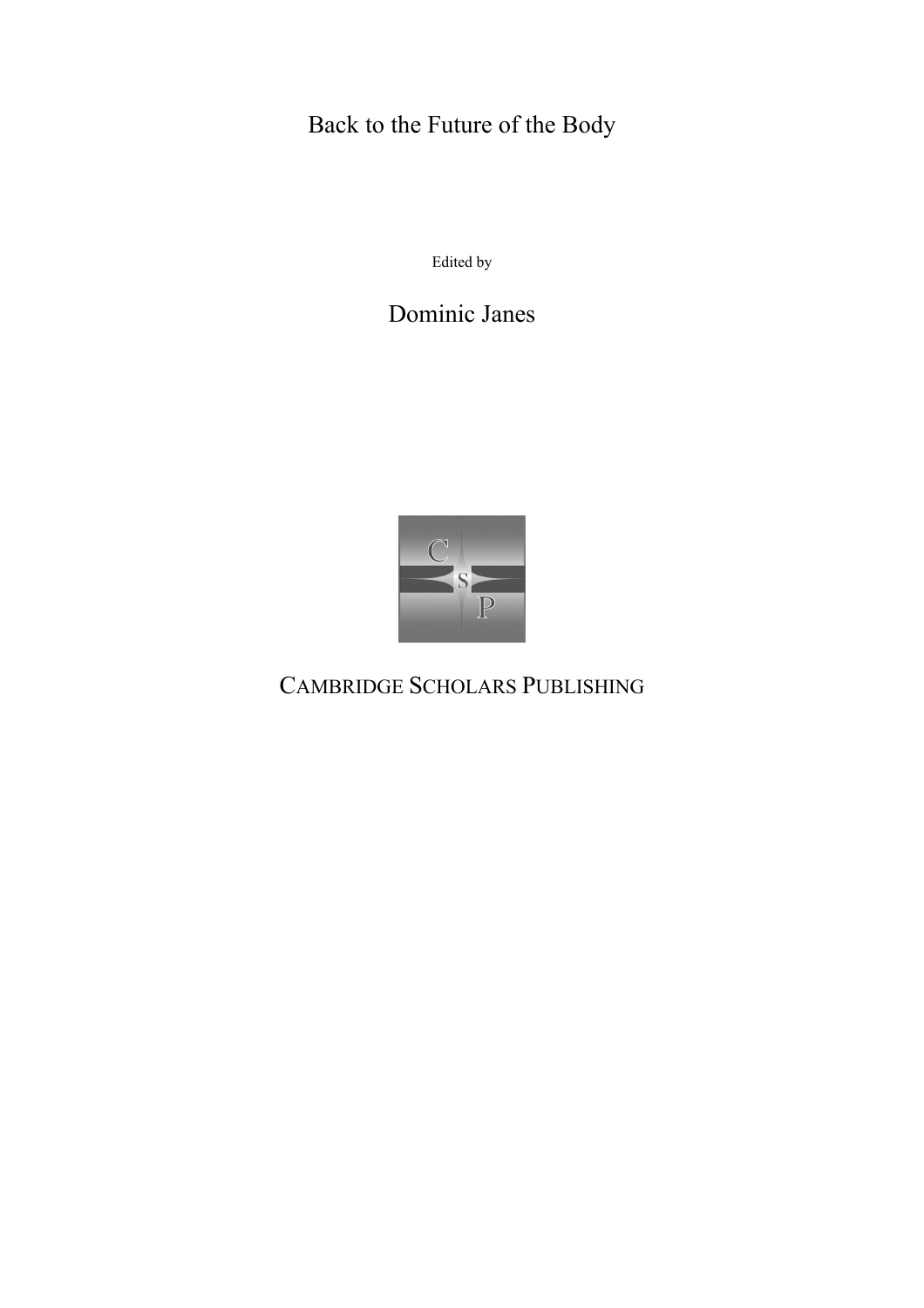# Back to the Future of the Body

Edited by

## Dominic Janes

CAMBRIDGE SCHOLARS PUBLISHING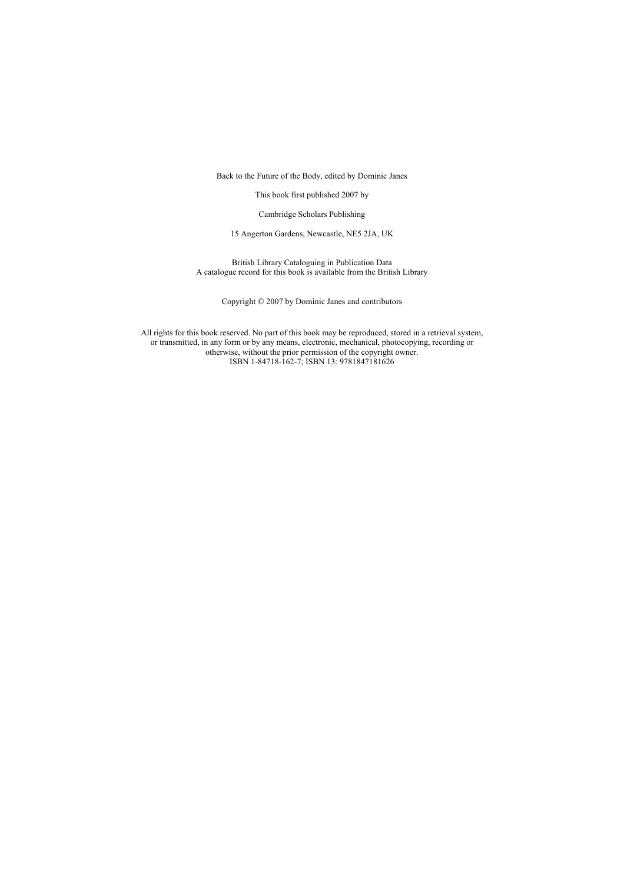Back to the Future of the Body, edited by Dominic Janes

This book first published 2007 by

Cambridge Scholars Publishing

15 Angerton Gardens, Newcastle, NE5 2JA, UK

British Library Cataloguing in Publication Data
A catalogue record for this book is available from the British Library

Copyright © 2007 by Dominic Janes and contributors

All rights for this book reserved. No part of this book may be reproduced, stored in a retrieval system, or transmitted, in any form or by any means, electronic, mechanical, photocopying, recording or otherwise, without the prior permission of the copyright owner.
ISBN 1-84718-162-7; ISBN 13: 9781847181626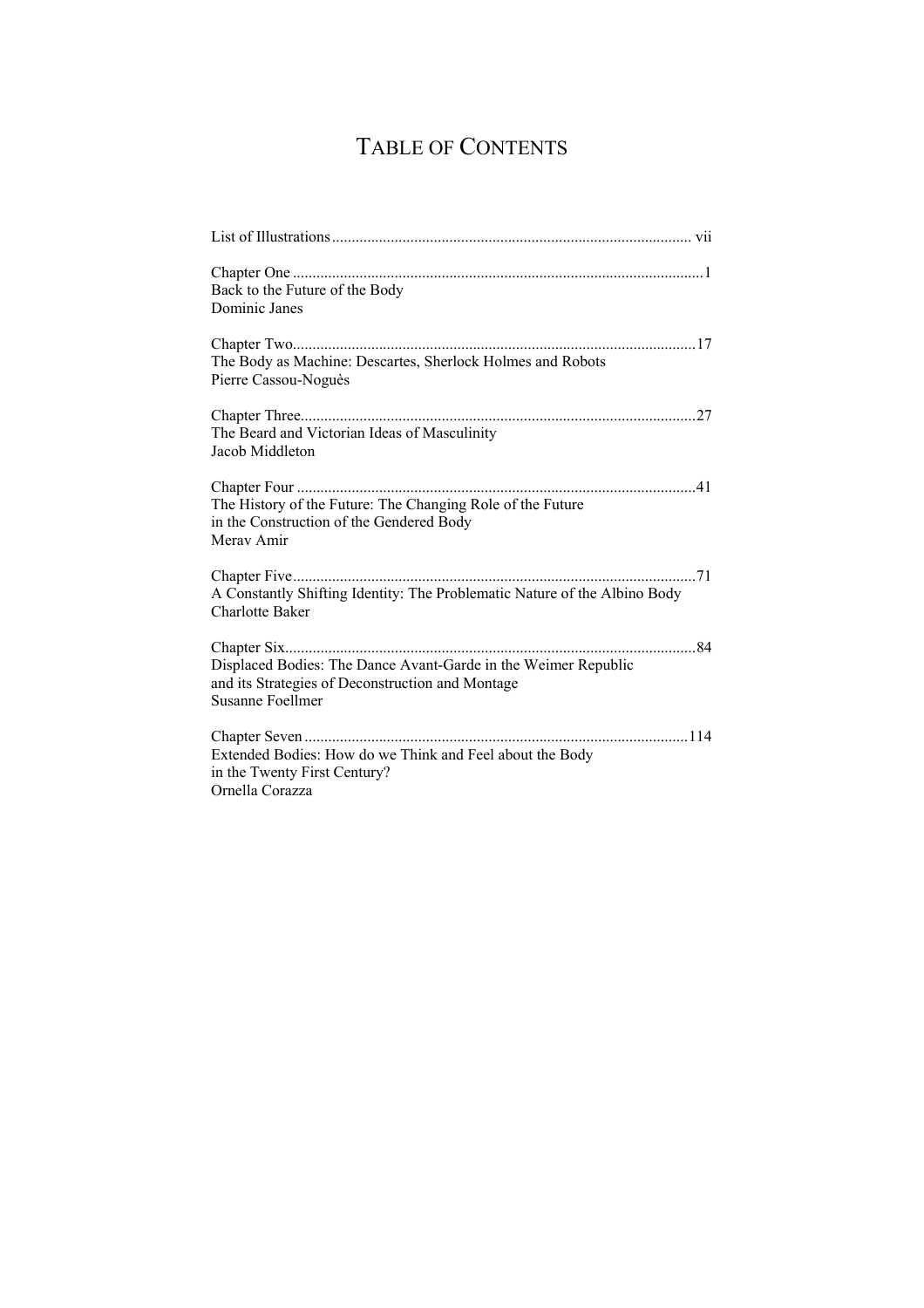# TABLE OF CONTENTS

List of Illustrations ........................................................................................... vii

Chapter One ........................................................................................................1
Back to the Future of the Body
Dominic Janes

Chapter Two.......................................................................................................17
The Body as Machine: Descartes, Sherlock Holmes and Robots
Pierre Cassou-Noguès

Chapter Three.....................................................................................................27
The Beard and Victorian Ideas of Masculinity
Jacob Middleton

Chapter Four ......................................................................................................41
The History of the Future: The Changing Role of the Future
in the Construction of the Gendered Body
Merav Amir

Chapter Five.......................................................................................................71
A Constantly Shifting Identity: The Problematic Nature of the Albino Body
Charlotte Baker

Chapter Six.........................................................................................................84
Displaced Bodies: The Dance Avant-Garde in the Weimer Republic
and its Strategies of Deconstruction and Montage
Susanne Foellmer

Chapter Seven ..................................................................................................114
Extended Bodies: How do we Think and Feel about the Body
in the Twenty First Century?
Ornella Corazza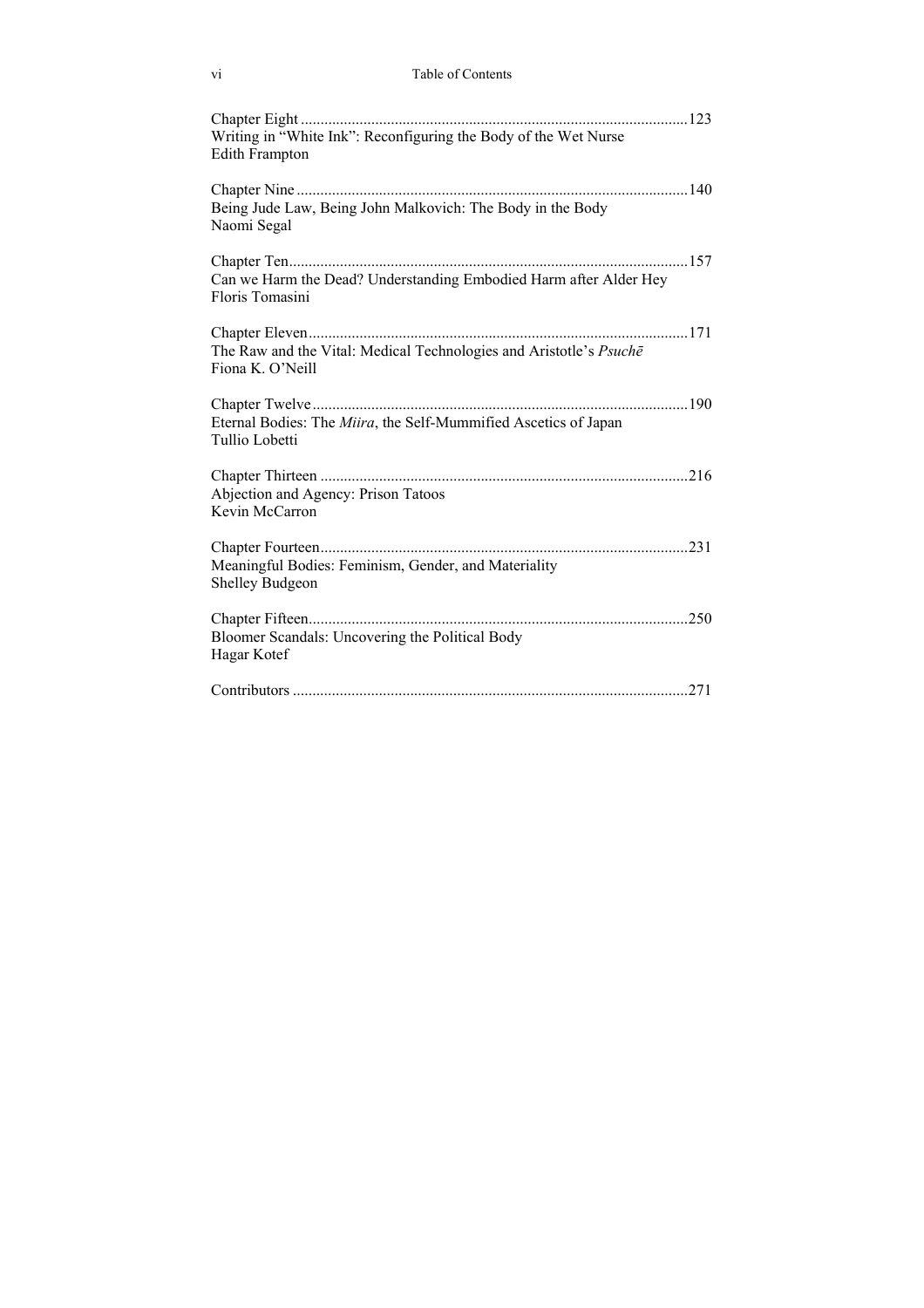Chapter Eight ..................................................................................................123
Writing in "White Ink": Reconfiguring the Body of the Wet Nurse
Edith Frampton

Chapter Nine ...................................................................................................140
Being Jude Law, Being John Malkovich: The Body in the Body
Naomi Segal

Chapter Ten.....................................................................................................157
Can we Harm the Dead? Understanding Embodied Harm after Alder Hey
Floris Tomasini

Chapter Eleven................................................................................................171
The Raw and the Vital: Medical Technologies and Aristotle's *Psuchē*
Fiona K. O'Neill

Chapter Twelve...............................................................................................190
Eternal Bodies: The *Miira*, the Self-Mummified Ascetics of Japan
Tullio Lobetti

Chapter Thirteen .............................................................................................216
Abjection and Agency: Prison Tatoos
Kevin McCarron

Chapter Fourteen.............................................................................................231
Meaningful Bodies: Feminism, Gender, and Materiality
Shelley Budgeon

Chapter Fifteen................................................................................................250
Bloomer Scandals: Uncovering the Political Body
Hagar Kotef

Contributors ....................................................................................................271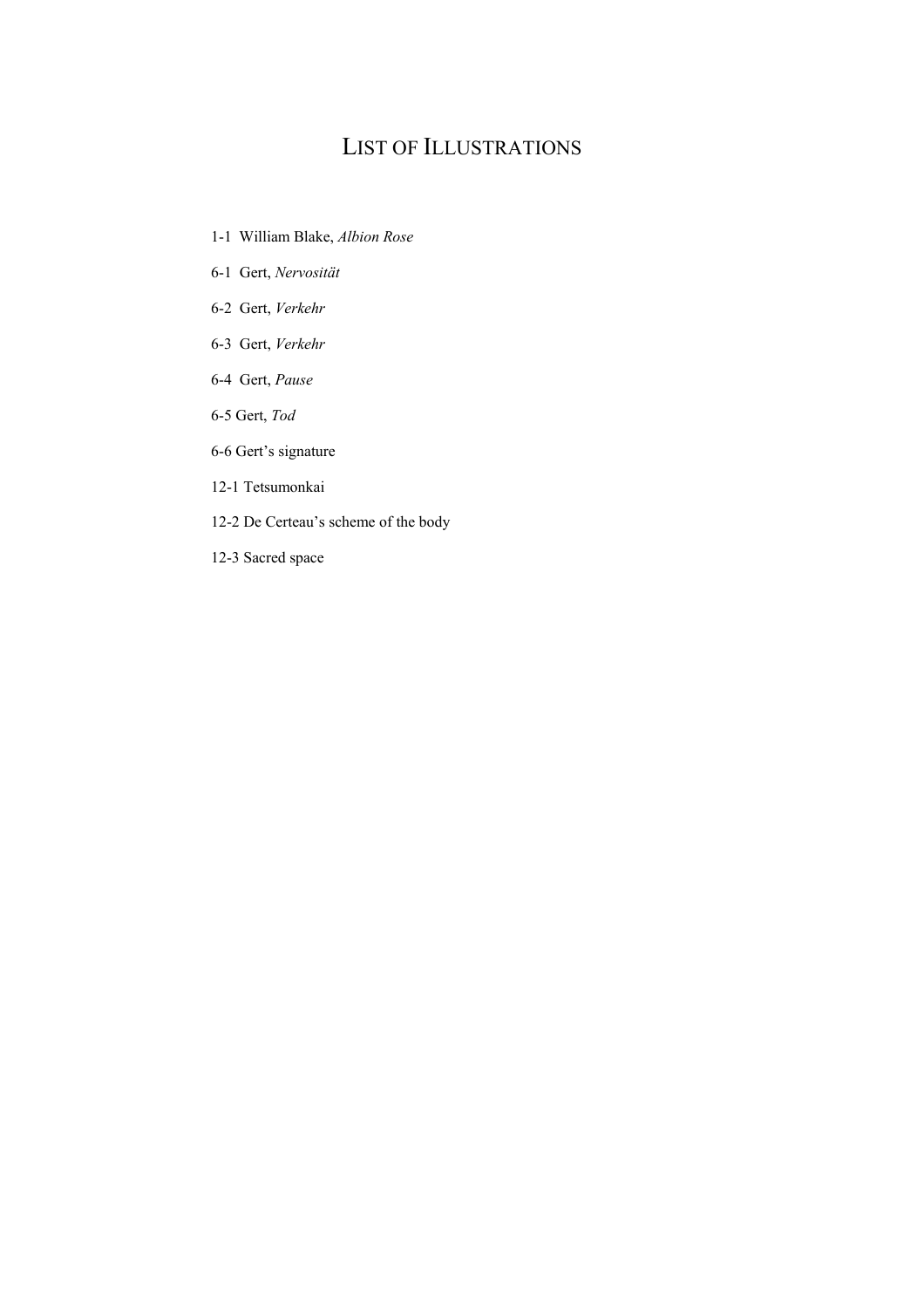# List of Illustrations

1-1 William Blake, *Albion Rose*

6-1 Gert, *Nervosität*

6-2 Gert, *Verkehr*

6-3 Gert, *Verkehr*

6-4 Gert, *Pause*

6-5 Gert, *Tod*

6-6 Gert's signature

12-1 Tetsumonkai

12-2 De Certeau's scheme of the body

12-3 Sacred space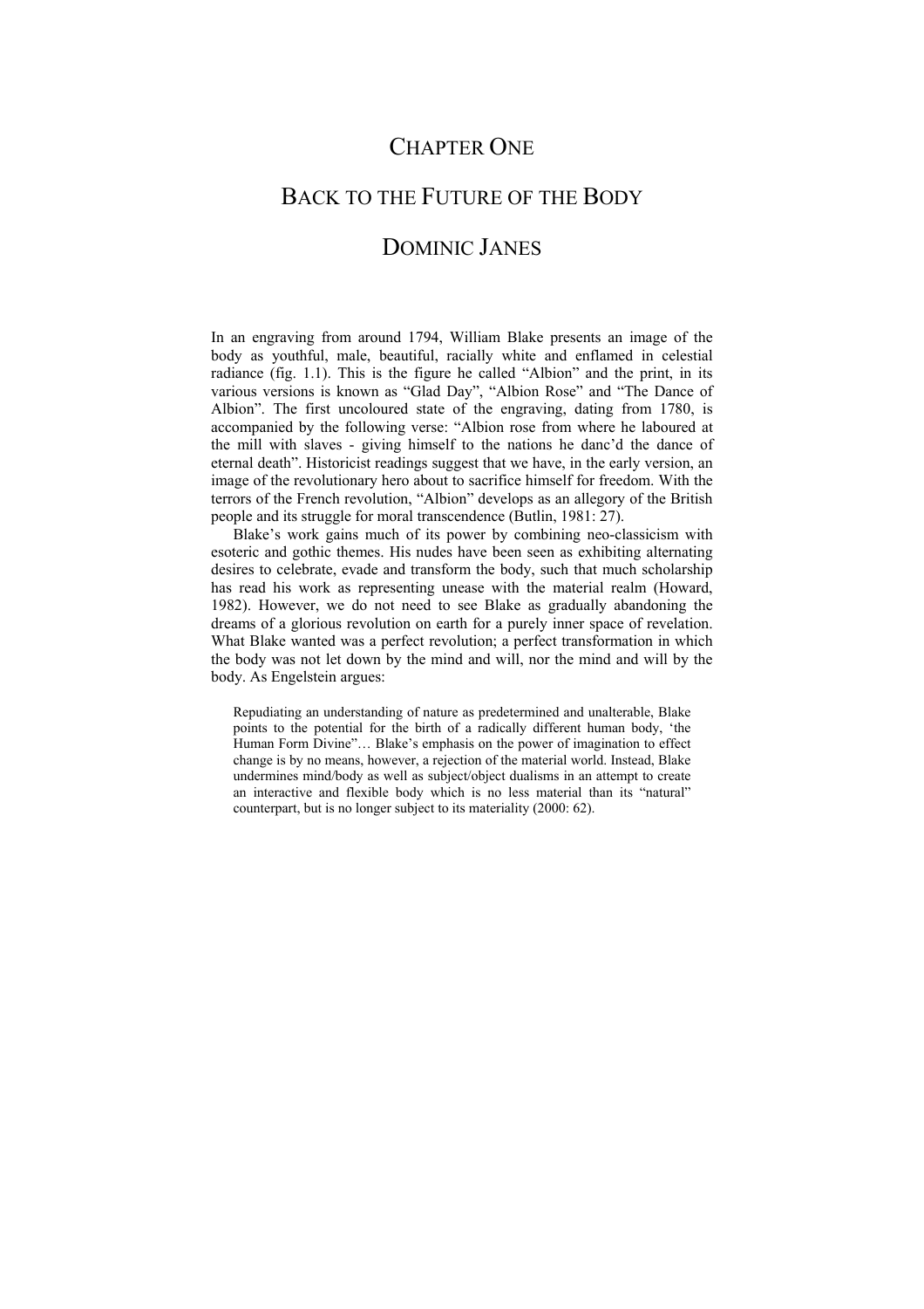# CHAPTER ONE

# BACK TO THE FUTURE OF THE BODY

## DOMINIC JANES

In an engraving from around 1794, William Blake presents an image of the body as youthful, male, beautiful, racially white and enflamed in celestial radiance (fig. 1.1). This is the figure he called "Albion" and the print, in its various versions is known as "Glad Day", "Albion Rose" and "The Dance of Albion". The first uncoloured state of the engraving, dating from 1780, is accompanied by the following verse: "Albion rose from where he laboured at the mill with slaves - giving himself to the nations he danc'd the dance of eternal death". Historicist readings suggest that we have, in the early version, an image of the revolutionary hero about to sacrifice himself for freedom. With the terrors of the French revolution, "Albion" develops as an allegory of the British people and its struggle for moral transcendence (Butlin, 1981: 27).

Blake's work gains much of its power by combining neo-classicism with esoteric and gothic themes. His nudes have been seen as exhibiting alternating desires to celebrate, evade and transform the body, such that much scholarship has read his work as representing unease with the material realm (Howard, 1982). However, we do not need to see Blake as gradually abandoning the dreams of a glorious revolution on earth for a purely inner space of revelation. What Blake wanted was a perfect revolution; a perfect transformation in which the body was not let down by the mind and will, nor the mind and will by the body. As Engelstein argues:

> Repudiating an understanding of nature as predetermined and unalterable, Blake points to the potential for the birth of a radically different human body, 'the Human Form Divine"… Blake's emphasis on the power of imagination to effect change is by no means, however, a rejection of the material world. Instead, Blake undermines mind/body as well as subject/object dualisms in an attempt to create an interactive and flexible body which is no less material than its "natural" counterpart, but is no longer subject to its materiality (2000: 62).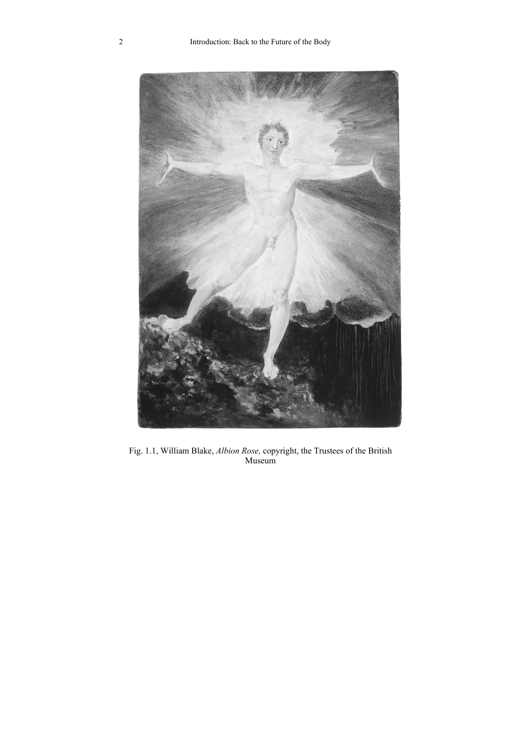Fig. 1.1, William Blake, *Albion Rose,* copyright, the Trustees of the British Museum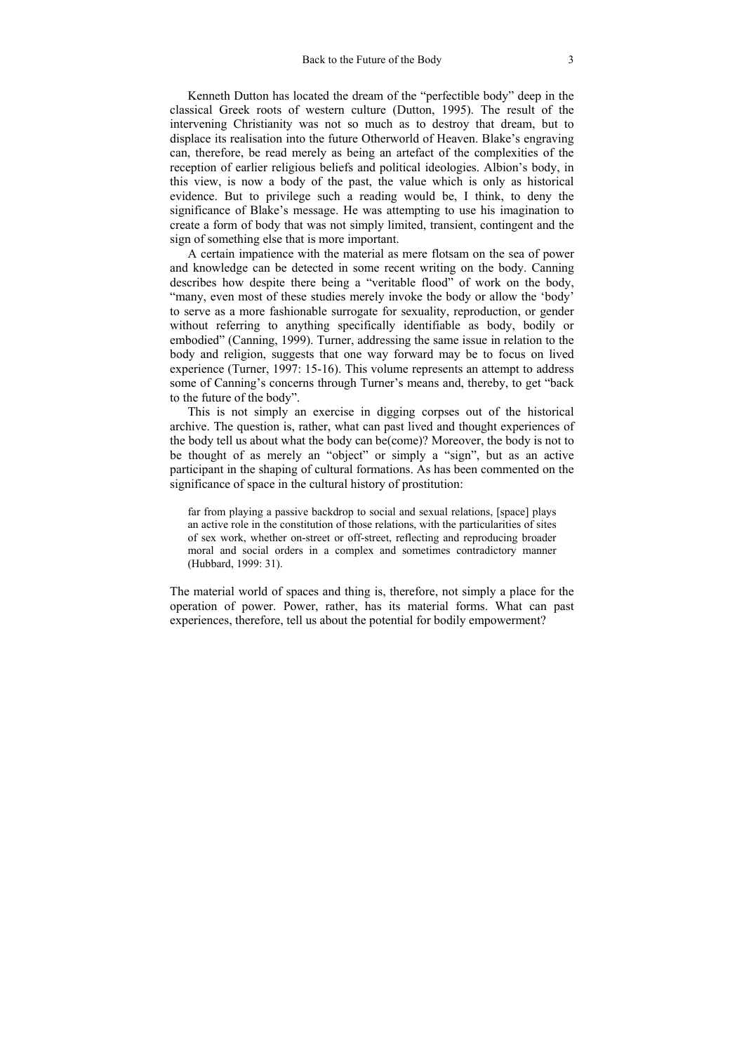Kenneth Dutton has located the dream of the "perfectible body" deep in the classical Greek roots of western culture (Dutton, 1995). The result of the intervening Christianity was not so much as to destroy that dream, but to displace its realisation into the future Otherworld of Heaven. Blake's engraving can, therefore, be read merely as being an artefact of the complexities of the reception of earlier religious beliefs and political ideologies. Albion's body, in this view, is now a body of the past, the value which is only as historical evidence. But to privilege such a reading would be, I think, to deny the significance of Blake's message. He was attempting to use his imagination to create a form of body that was not simply limited, transient, contingent and the sign of something else that is more important.

A certain impatience with the material as mere flotsam on the sea of power and knowledge can be detected in some recent writing on the body. Canning describes how despite there being a "veritable flood" of work on the body, "many, even most of these studies merely invoke the body or allow the 'body' to serve as a more fashionable surrogate for sexuality, reproduction, or gender without referring to anything specifically identifiable as body, bodily or embodied" (Canning, 1999). Turner, addressing the same issue in relation to the body and religion, suggests that one way forward may be to focus on lived experience (Turner, 1997: 15-16). This volume represents an attempt to address some of Canning's concerns through Turner's means and, thereby, to get "back to the future of the body".

This is not simply an exercise in digging corpses out of the historical archive. The question is, rather, what can past lived and thought experiences of the body tell us about what the body can be(come)? Moreover, the body is not to be thought of as merely an "object" or simply a "sign", but as an active participant in the shaping of cultural formations. As has been commented on the significance of space in the cultural history of prostitution:

> far from playing a passive backdrop to social and sexual relations, [space] plays an active role in the constitution of those relations, with the particularities of sites of sex work, whether on-street or off-street, reflecting and reproducing broader moral and social orders in a complex and sometimes contradictory manner (Hubbard, 1999: 31).

The material world of spaces and thing is, therefore, not simply a place for the operation of power. Power, rather, has its material forms. What can past experiences, therefore, tell us about the potential for bodily empowerment?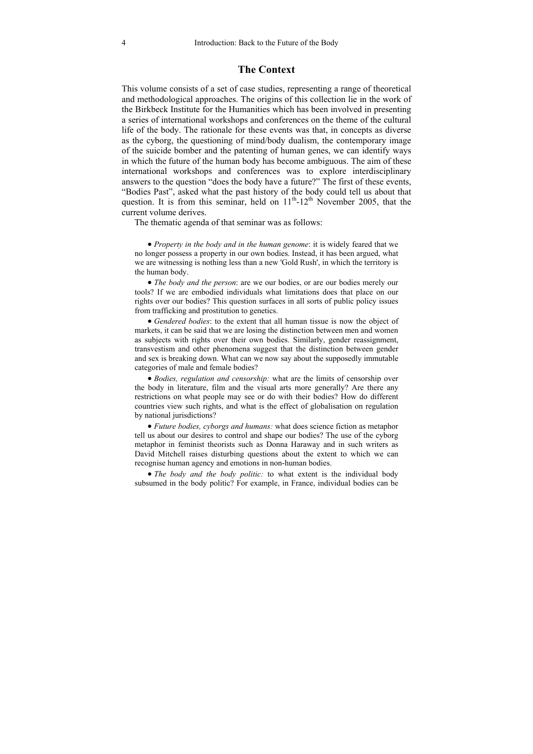## The Context

This volume consists of a set of case studies, representing a range of theoretical and methodological approaches. The origins of this collection lie in the work of the Birkbeck Institute for the Humanities which has been involved in presenting a series of international workshops and conferences on the theme of the cultural life of the body. The rationale for these events was that, in concepts as diverse as the cyborg, the questioning of mind/body dualism, the contemporary image of the suicide bomber and the patenting of human genes, we can identify ways in which the future of the human body has become ambiguous. The aim of these international workshops and conferences was to explore interdisciplinary answers to the question "does the body have a future?" The first of these events, "Bodies Past", asked what the past history of the body could tell us about that question. It is from this seminar, held on 11th-12th November 2005, that the current volume derives.

The thematic agenda of that seminar was as follows:

- *Property in the body and in the human genome*: it is widely feared that we no longer possess a property in our own bodies. Instead, it has been argued, what we are witnessing is nothing less than a new 'Gold Rush', in which the territory is the human body.
- *The body and the person*: are we our bodies, or are our bodies merely our tools? If we are embodied individuals what limitations does that place on our rights over our bodies? This question surfaces in all sorts of public policy issues from trafficking and prostitution to genetics.
- *Gendered bodies*: to the extent that all human tissue is now the object of markets, it can be said that we are losing the distinction between men and women as subjects with rights over their own bodies. Similarly, gender reassignment, transvestism and other phenomena suggest that the distinction between gender and sex is breaking down. What can we now say about the supposedly immutable categories of male and female bodies?
- *Bodies, regulation and censorship:* what are the limits of censorship over the body in literature, film and the visual arts more generally? Are there any restrictions on what people may see or do with their bodies? How do different countries view such rights, and what is the effect of globalisation on regulation by national jurisdictions?
- *Future bodies, cyborgs and humans:* what does science fiction as metaphor tell us about our desires to control and shape our bodies? The use of the cyborg metaphor in feminist theorists such as Donna Haraway and in such writers as David Mitchell raises disturbing questions about the extent to which we can recognise human agency and emotions in non-human bodies.
- *The body and the body politic:* to what extent is the individual body subsumed in the body politic? For example, in France, individual bodies can be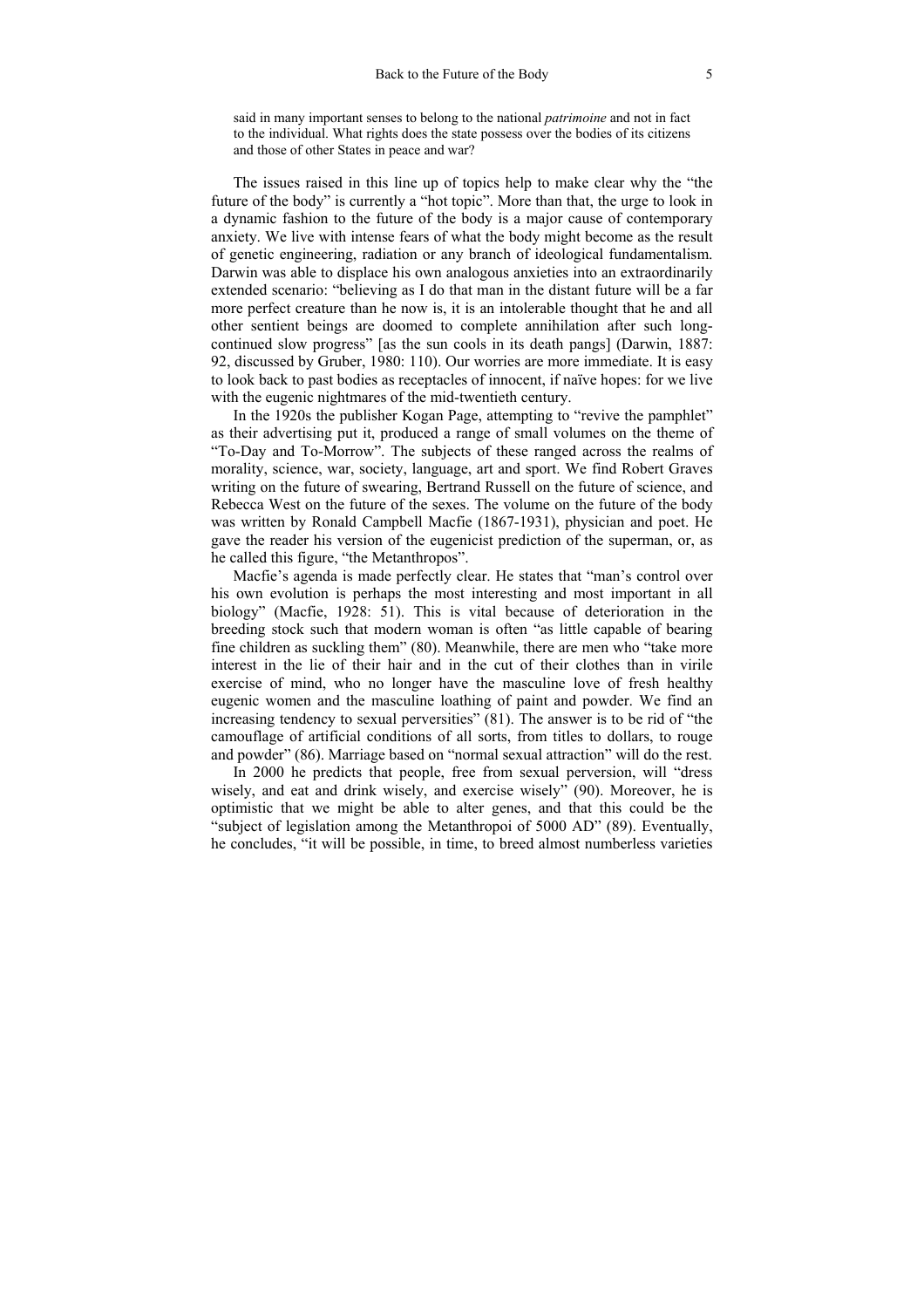said in many important senses to belong to the national *patrimoine* and not in fact to the individual. What rights does the state possess over the bodies of its citizens and those of other States in peace and war?

The issues raised in this line up of topics help to make clear why the "the future of the body" is currently a "hot topic". More than that, the urge to look in a dynamic fashion to the future of the body is a major cause of contemporary anxiety. We live with intense fears of what the body might become as the result of genetic engineering, radiation or any branch of ideological fundamentalism. Darwin was able to displace his own analogous anxieties into an extraordinarily extended scenario: "believing as I do that man in the distant future will be a far more perfect creature than he now is, it is an intolerable thought that he and all other sentient beings are doomed to complete annihilation after such long-continued slow progress" [as the sun cools in its death pangs] (Darwin, 1887: 92, discussed by Gruber, 1980: 110). Our worries are more immediate. It is easy to look back to past bodies as receptacles of innocent, if naïve hopes: for we live with the eugenic nightmares of the mid-twentieth century.

In the 1920s the publisher Kogan Page, attempting to "revive the pamphlet" as their advertising put it, produced a range of small volumes on the theme of "To-Day and To-Morrow". The subjects of these ranged across the realms of morality, science, war, society, language, art and sport. We find Robert Graves writing on the future of swearing, Bertrand Russell on the future of science, and Rebecca West on the future of the sexes. The volume on the future of the body was written by Ronald Campbell Macfie (1867-1931), physician and poet. He gave the reader his version of the eugenicist prediction of the superman, or, as he called this figure, "the Metanthropos".

Macfie's agenda is made perfectly clear. He states that "man's control over his own evolution is perhaps the most interesting and most important in all biology" (Macfie, 1928: 51). This is vital because of deterioration in the breeding stock such that modern woman is often "as little capable of bearing fine children as suckling them" (80). Meanwhile, there are men who "take more interest in the lie of their hair and in the cut of their clothes than in virile exercise of mind, who no longer have the masculine love of fresh healthy eugenic women and the masculine loathing of paint and powder. We find an increasing tendency to sexual perversities" (81). The answer is to be rid of "the camouflage of artificial conditions of all sorts, from titles to dollars, to rouge and powder" (86). Marriage based on "normal sexual attraction" will do the rest.

In 2000 he predicts that people, free from sexual perversion, will "dress wisely, and eat and drink wisely, and exercise wisely" (90). Moreover, he is optimistic that we might be able to alter genes, and that this could be the "subject of legislation among the Metanthropoi of 5000 AD" (89). Eventually, he concludes, "it will be possible, in time, to breed almost numberless varieties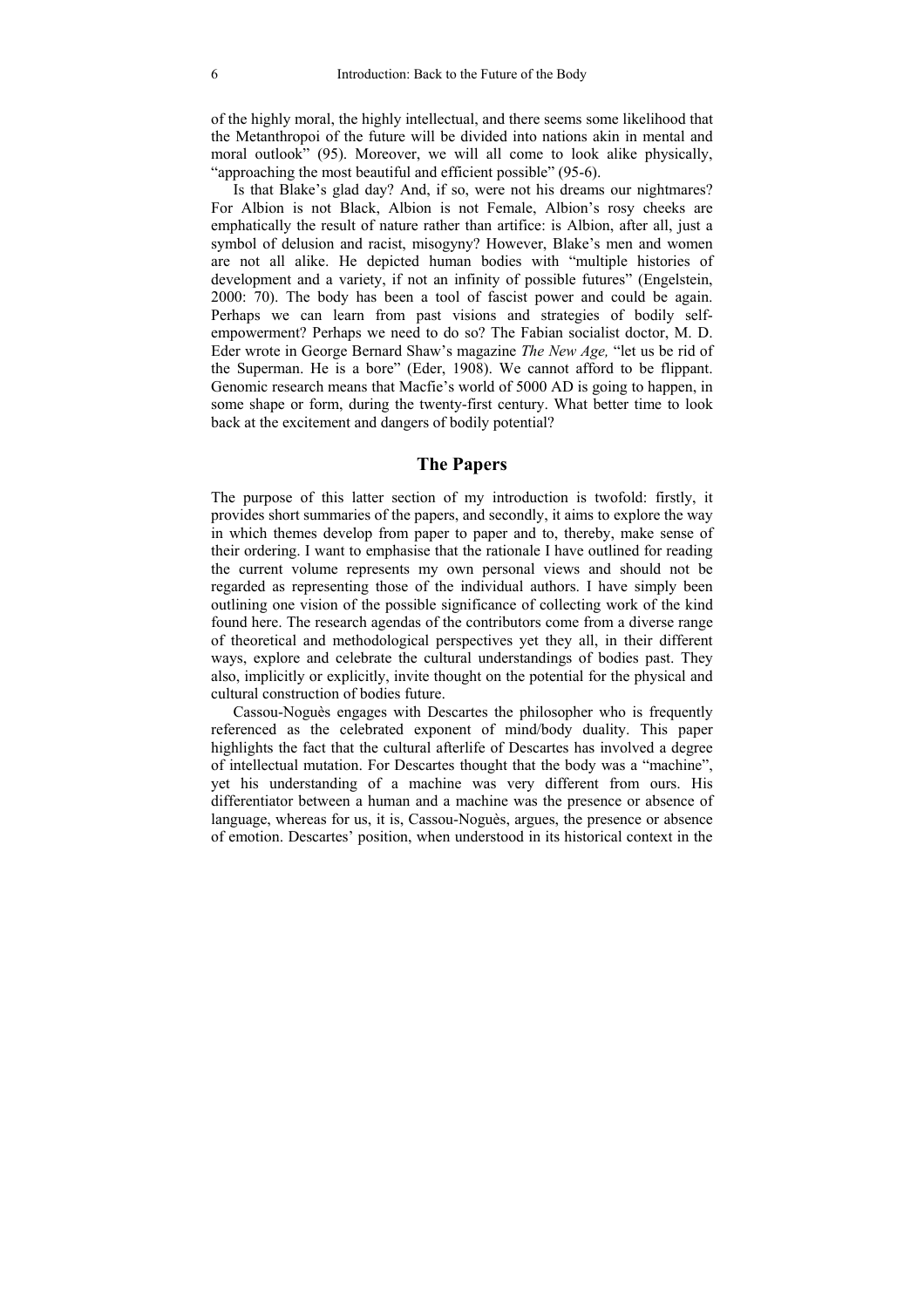of the highly moral, the highly intellectual, and there seems some likelihood that the Metanthropoi of the future will be divided into nations akin in mental and moral outlook" (95). Moreover, we will all come to look alike physically, "approaching the most beautiful and efficient possible" (95-6).

Is that Blake's glad day? And, if so, were not his dreams our nightmares? For Albion is not Black, Albion is not Female, Albion's rosy cheeks are emphatically the result of nature rather than artifice: is Albion, after all, just a symbol of delusion and racist, misogyny? However, Blake's men and women are not all alike. He depicted human bodies with "multiple histories of development and a variety, if not an infinity of possible futures" (Engelstein, 2000: 70). The body has been a tool of fascist power and could be again. Perhaps we can learn from past visions and strategies of bodily self-empowerment? Perhaps we need to do so? The Fabian socialist doctor, M. D. Eder wrote in George Bernard Shaw's magazine *The New Age,* "let us be rid of the Superman. He is a bore" (Eder, 1908). We cannot afford to be flippant. Genomic research means that Macfie's world of 5000 AD is going to happen, in some shape or form, during the twenty-first century. What better time to look back at the excitement and dangers of bodily potential?

## The Papers

The purpose of this latter section of my introduction is twofold: firstly, it provides short summaries of the papers, and secondly, it aims to explore the way in which themes develop from paper to paper and to, thereby, make sense of their ordering. I want to emphasise that the rationale I have outlined for reading the current volume represents my own personal views and should not be regarded as representing those of the individual authors. I have simply been outlining one vision of the possible significance of collecting work of the kind found here. The research agendas of the contributors come from a diverse range of theoretical and methodological perspectives yet they all, in their different ways, explore and celebrate the cultural understandings of bodies past. They also, implicitly or explicitly, invite thought on the potential for the physical and cultural construction of bodies future.

Cassou-Noguès engages with Descartes the philosopher who is frequently referenced as the celebrated exponent of mind/body duality. This paper highlights the fact that the cultural afterlife of Descartes has involved a degree of intellectual mutation. For Descartes thought that the body was a "machine", yet his understanding of a machine was very different from ours. His differentiator between a human and a machine was the presence or absence of language, whereas for us, it is, Cassou-Noguès, argues, the presence or absence of emotion. Descartes' position, when understood in its historical context in the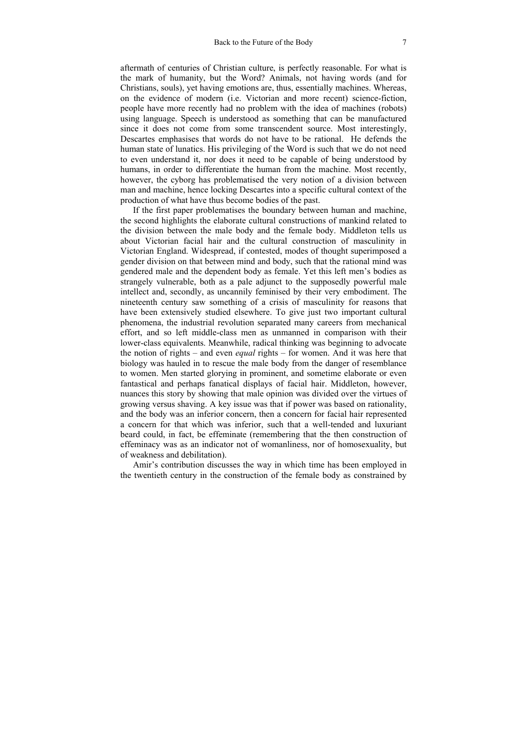aftermath of centuries of Christian culture, is perfectly reasonable. For what is the mark of humanity, but the Word? Animals, not having words (and for Christians, souls), yet having emotions are, thus, essentially machines. Whereas, on the evidence of modern (i.e. Victorian and more recent) science-fiction, people have more recently had no problem with the idea of machines (robots) using language. Speech is understood as something that can be manufactured since it does not come from some transcendent source. Most interestingly, Descartes emphasises that words do not have to be rational. He defends the human state of lunatics. His privileging of the Word is such that we do not need to even understand it, nor does it need to be capable of being understood by humans, in order to differentiate the human from the machine. Most recently, however, the cyborg has problematised the very notion of a division between man and machine, hence locking Descartes into a specific cultural context of the production of what have thus become bodies of the past.

If the first paper problematises the boundary between human and machine, the second highlights the elaborate cultural constructions of mankind related to the division between the male body and the female body. Middleton tells us about Victorian facial hair and the cultural construction of masculinity in Victorian England. Widespread, if contested, modes of thought superimposed a gender division on that between mind and body, such that the rational mind was gendered male and the dependent body as female. Yet this left men's bodies as strangely vulnerable, both as a pale adjunct to the supposedly powerful male intellect and, secondly, as uncannily feminised by their very embodiment. The nineteenth century saw something of a crisis of masculinity for reasons that have been extensively studied elsewhere. To give just two important cultural phenomena, the industrial revolution separated many careers from mechanical effort, and so left middle-class men as unmanned in comparison with their lower-class equivalents. Meanwhile, radical thinking was beginning to advocate the notion of rights – and even *equal* rights – for women. And it was here that biology was hauled in to rescue the male body from the danger of resemblance to women. Men started glorying in prominent, and sometime elaborate or even fantastical and perhaps fanatical displays of facial hair. Middleton, however, nuances this story by showing that male opinion was divided over the virtues of growing versus shaving. A key issue was that if power was based on rationality, and the body was an inferior concern, then a concern for facial hair represented a concern for that which was inferior, such that a well-tended and luxuriant beard could, in fact, be effeminate (remembering that the then construction of effeminacy was as an indicator not of womanliness, nor of homosexuality, but of weakness and debilitation).

Amir's contribution discusses the way in which time has been employed in the twentieth century in the construction of the female body as constrained by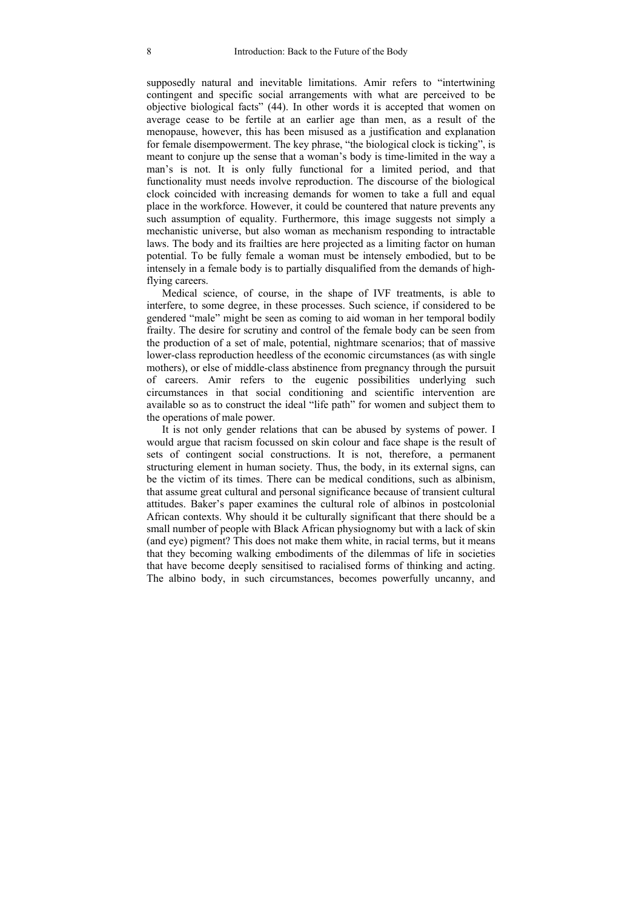supposedly natural and inevitable limitations. Amir refers to "intertwining contingent and specific social arrangements with what are perceived to be objective biological facts" (44). In other words it is accepted that women on average cease to be fertile at an earlier age than men, as a result of the menopause, however, this has been misused as a justification and explanation for female disempowerment. The key phrase, "the biological clock is ticking", is meant to conjure up the sense that a woman's body is time-limited in the way a man's is not. It is only fully functional for a limited period, and that functionality must needs involve reproduction. The discourse of the biological clock coincided with increasing demands for women to take a full and equal place in the workforce. However, it could be countered that nature prevents any such assumption of equality. Furthermore, this image suggests not simply a mechanistic universe, but also woman as mechanism responding to intractable laws. The body and its frailties are here projected as a limiting factor on human potential. To be fully female a woman must be intensely embodied, but to be intensely in a female body is to partially disqualified from the demands of high-flying careers.

Medical science, of course, in the shape of IVF treatments, is able to interfere, to some degree, in these processes. Such science, if considered to be gendered "male" might be seen as coming to aid woman in her temporal bodily frailty. The desire for scrutiny and control of the female body can be seen from the production of a set of male, potential, nightmare scenarios; that of massive lower-class reproduction heedless of the economic circumstances (as with single mothers), or else of middle-class abstinence from pregnancy through the pursuit of careers. Amir refers to the eugenic possibilities underlying such circumstances in that social conditioning and scientific intervention are available so as to construct the ideal "life path" for women and subject them to the operations of male power.

It is not only gender relations that can be abused by systems of power. I would argue that racism focussed on skin colour and face shape is the result of sets of contingent social constructions. It is not, therefore, a permanent structuring element in human society. Thus, the body, in its external signs, can be the victim of its times. There can be medical conditions, such as albinism, that assume great cultural and personal significance because of transient cultural attitudes. Baker's paper examines the cultural role of albinos in postcolonial African contexts. Why should it be culturally significant that there should be a small number of people with Black African physiognomy but with a lack of skin (and eye) pigment? This does not make them white, in racial terms, but it means that they becoming walking embodiments of the dilemmas of life in societies that have become deeply sensitised to racialised forms of thinking and acting. The albino body, in such circumstances, becomes powerfully uncanny, and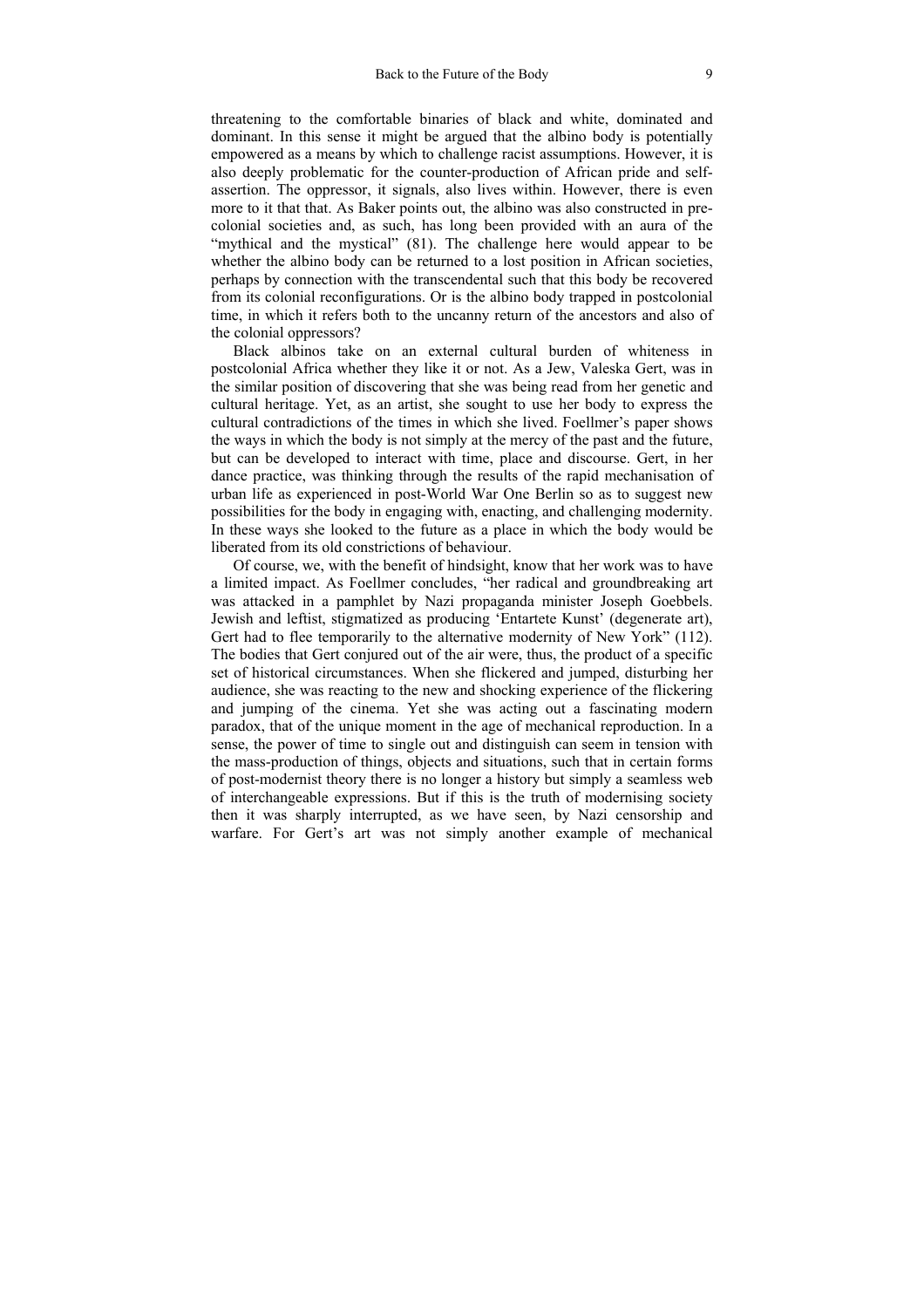threatening to the comfortable binaries of black and white, dominated and dominant. In this sense it might be argued that the albino body is potentially empowered as a means by which to challenge racist assumptions. However, it is also deeply problematic for the counter-production of African pride and self-assertion. The oppressor, it signals, also lives within. However, there is even more to it that that. As Baker points out, the albino was also constructed in pre-colonial societies and, as such, has long been provided with an aura of the "mythical and the mystical" (81). The challenge here would appear to be whether the albino body can be returned to a lost position in African societies, perhaps by connection with the transcendental such that this body be recovered from its colonial reconfigurations. Or is the albino body trapped in postcolonial time, in which it refers both to the uncanny return of the ancestors and also of the colonial oppressors?

Black albinos take on an external cultural burden of whiteness in postcolonial Africa whether they like it or not. As a Jew, Valeska Gert, was in the similar position of discovering that she was being read from her genetic and cultural heritage. Yet, as an artist, she sought to use her body to express the cultural contradictions of the times in which she lived. Foellmer's paper shows the ways in which the body is not simply at the mercy of the past and the future, but can be developed to interact with time, place and discourse. Gert, in her dance practice, was thinking through the results of the rapid mechanisation of urban life as experienced in post-World War One Berlin so as to suggest new possibilities for the body in engaging with, enacting, and challenging modernity. In these ways she looked to the future as a place in which the body would be liberated from its old constrictions of behaviour.

Of course, we, with the benefit of hindsight, know that her work was to have a limited impact. As Foellmer concludes, "her radical and groundbreaking art was attacked in a pamphlet by Nazi propaganda minister Joseph Goebbels. Jewish and leftist, stigmatized as producing 'Entartete Kunst' (degenerate art), Gert had to flee temporarily to the alternative modernity of New York" (112). The bodies that Gert conjured out of the air were, thus, the product of a specific set of historical circumstances. When she flickered and jumped, disturbing her audience, she was reacting to the new and shocking experience of the flickering and jumping of the cinema. Yet she was acting out a fascinating modern paradox, that of the unique moment in the age of mechanical reproduction. In a sense, the power of time to single out and distinguish can seem in tension with the mass-production of things, objects and situations, such that in certain forms of post-modernist theory there is no longer a history but simply a seamless web of interchangeable expressions. But if this is the truth of modernising society then it was sharply interrupted, as we have seen, by Nazi censorship and warfare. For Gert's art was not simply another example of mechanical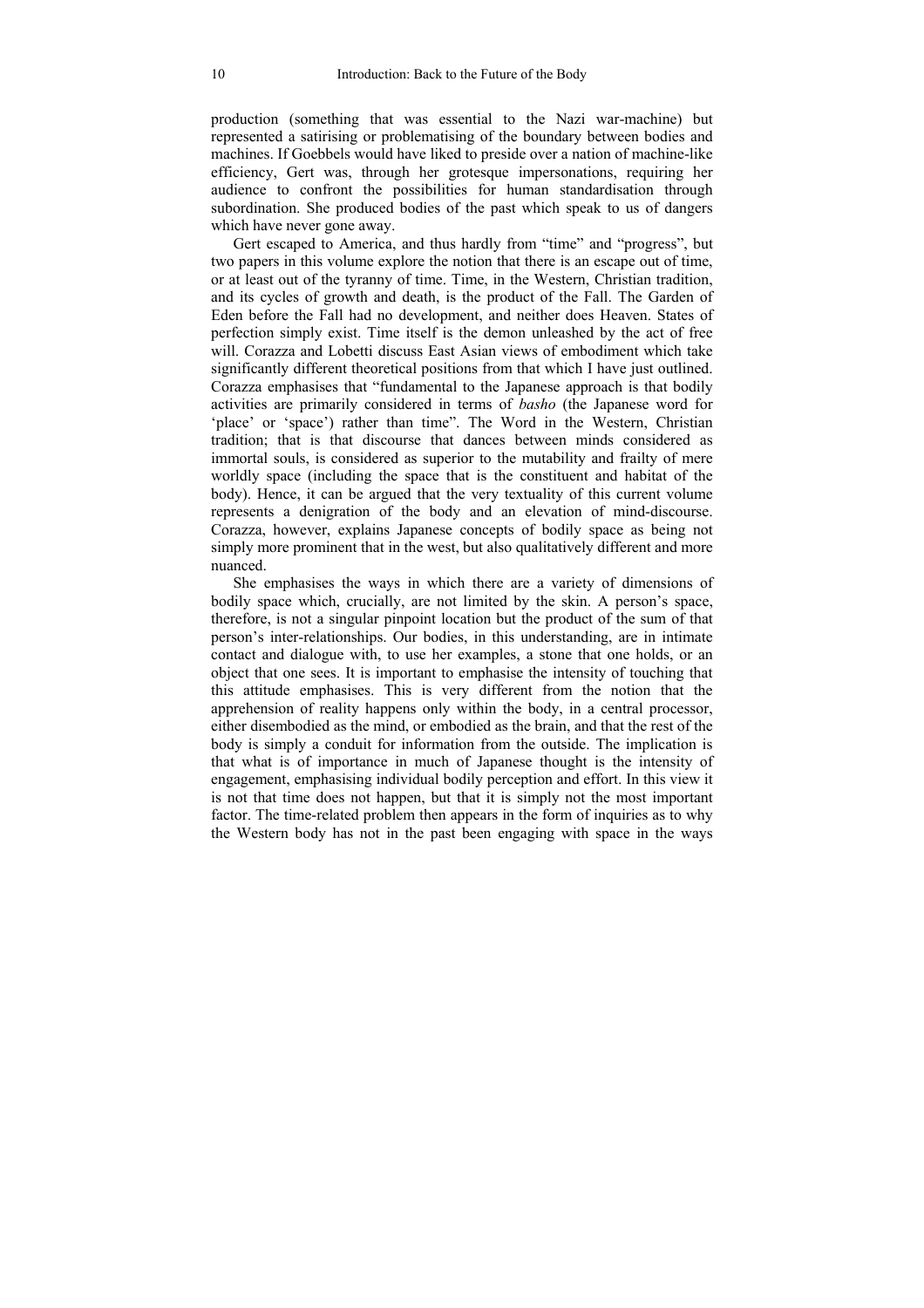production (something that was essential to the Nazi war-machine) but represented a satirising or problematising of the boundary between bodies and machines. If Goebbels would have liked to preside over a nation of machine-like efficiency, Gert was, through her grotesque impersonations, requiring her audience to confront the possibilities for human standardisation through subordination. She produced bodies of the past which speak to us of dangers which have never gone away.

Gert escaped to America, and thus hardly from "time" and "progress", but two papers in this volume explore the notion that there is an escape out of time, or at least out of the tyranny of time. Time, in the Western, Christian tradition, and its cycles of growth and death, is the product of the Fall. The Garden of Eden before the Fall had no development, and neither does Heaven. States of perfection simply exist. Time itself is the demon unleashed by the act of free will. Corazza and Lobetti discuss East Asian views of embodiment which take significantly different theoretical positions from that which I have just outlined. Corazza emphasises that "fundamental to the Japanese approach is that bodily activities are primarily considered in terms of *basho* (the Japanese word for 'place' or 'space') rather than time". The Word in the Western, Christian tradition; that is that discourse that dances between minds considered as immortal souls, is considered as superior to the mutability and frailty of mere worldly space (including the space that is the constituent and habitat of the body). Hence, it can be argued that the very textuality of this current volume represents a denigration of the body and an elevation of mind-discourse. Corazza, however, explains Japanese concepts of bodily space as being not simply more prominent that in the west, but also qualitatively different and more nuanced.

She emphasises the ways in which there are a variety of dimensions of bodily space which, crucially, are not limited by the skin. A person's space, therefore, is not a singular pinpoint location but the product of the sum of that person's inter-relationships. Our bodies, in this understanding, are in intimate contact and dialogue with, to use her examples, a stone that one holds, or an object that one sees. It is important to emphasise the intensity of touching that this attitude emphasises. This is very different from the notion that the apprehension of reality happens only within the body, in a central processor, either disembodied as the mind, or embodied as the brain, and that the rest of the body is simply a conduit for information from the outside. The implication is that what is of importance in much of Japanese thought is the intensity of engagement, emphasising individual bodily perception and effort. In this view it is not that time does not happen, but that it is simply not the most important factor. The time-related problem then appears in the form of inquiries as to why the Western body has not in the past been engaging with space in the ways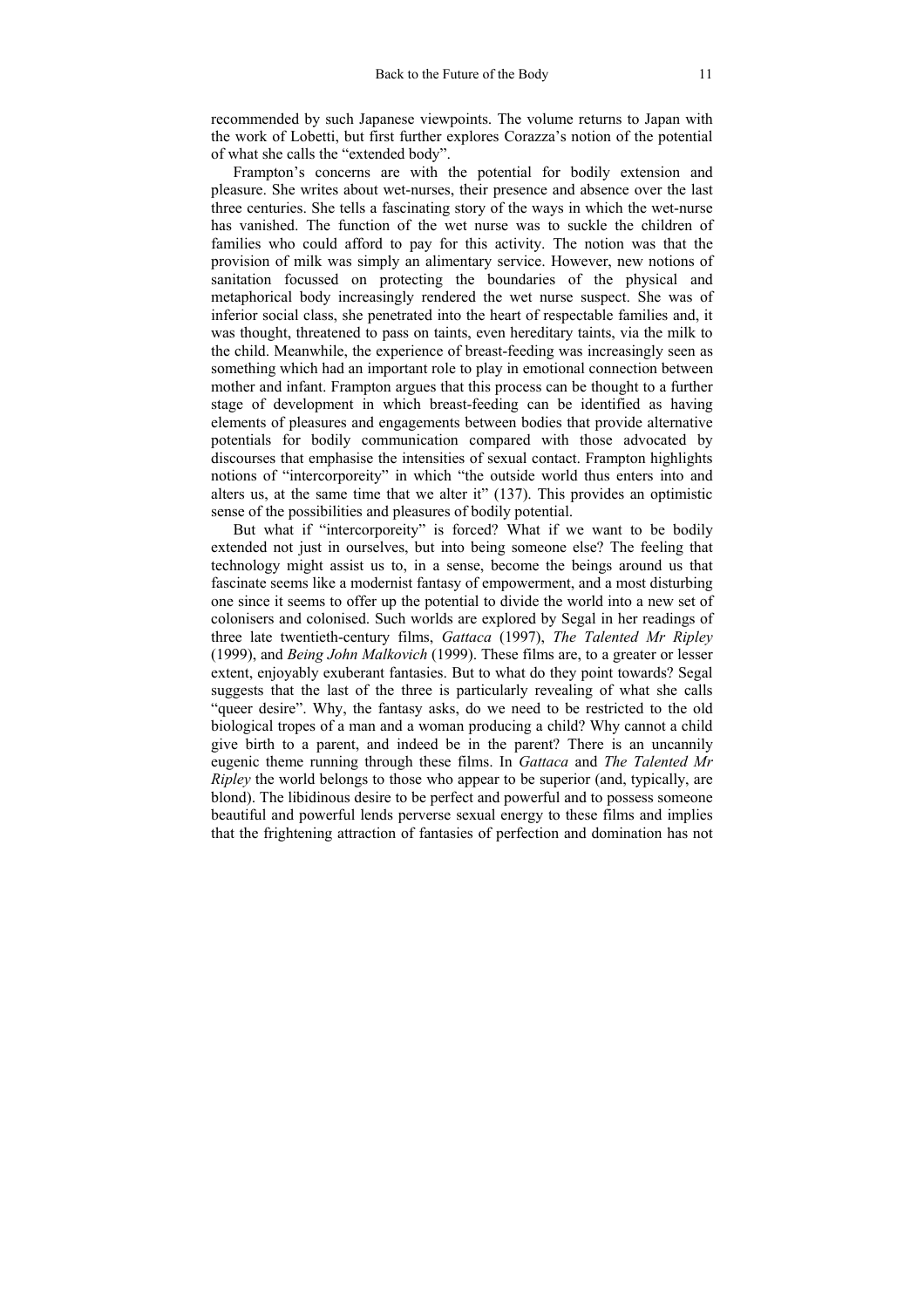recommended by such Japanese viewpoints. The volume returns to Japan with the work of Lobetti, but first further explores Corazza's notion of the potential of what she calls the "extended body".

Frampton's concerns are with the potential for bodily extension and pleasure. She writes about wet-nurses, their presence and absence over the last three centuries. She tells a fascinating story of the ways in which the wet-nurse has vanished. The function of the wet nurse was to suckle the children of families who could afford to pay for this activity. The notion was that the provision of milk was simply an alimentary service. However, new notions of sanitation focussed on protecting the boundaries of the physical and metaphorical body increasingly rendered the wet nurse suspect. She was of inferior social class, she penetrated into the heart of respectable families and, it was thought, threatened to pass on taints, even hereditary taints, via the milk to the child. Meanwhile, the experience of breast-feeding was increasingly seen as something which had an important role to play in emotional connection between mother and infant. Frampton argues that this process can be thought to a further stage of development in which breast-feeding can be identified as having elements of pleasures and engagements between bodies that provide alternative potentials for bodily communication compared with those advocated by discourses that emphasise the intensities of sexual contact. Frampton highlights notions of "intercorporeity" in which "the outside world thus enters into and alters us, at the same time that we alter it" (137). This provides an optimistic sense of the possibilities and pleasures of bodily potential.

But what if "intercorporeity" is forced? What if we want to be bodily extended not just in ourselves, but into being someone else? The feeling that technology might assist us to, in a sense, become the beings around us that fascinate seems like a modernist fantasy of empowerment, and a most disturbing one since it seems to offer up the potential to divide the world into a new set of colonisers and colonised. Such worlds are explored by Segal in her readings of three late twentieth-century films, *Gattaca* (1997), *The Talented Mr Ripley* (1999), and *Being John Malkovich* (1999). These films are, to a greater or lesser extent, enjoyably exuberant fantasies. But to what do they point towards? Segal suggests that the last of the three is particularly revealing of what she calls "queer desire". Why, the fantasy asks, do we need to be restricted to the old biological tropes of a man and a woman producing a child? Why cannot a child give birth to a parent, and indeed be in the parent? There is an uncannily eugenic theme running through these films. In *Gattaca* and *The Talented Mr Ripley* the world belongs to those who appear to be superior (and, typically, are blond). The libidinous desire to be perfect and powerful and to possess someone beautiful and powerful lends perverse sexual energy to these films and implies that the frightening attraction of fantasies of perfection and domination has not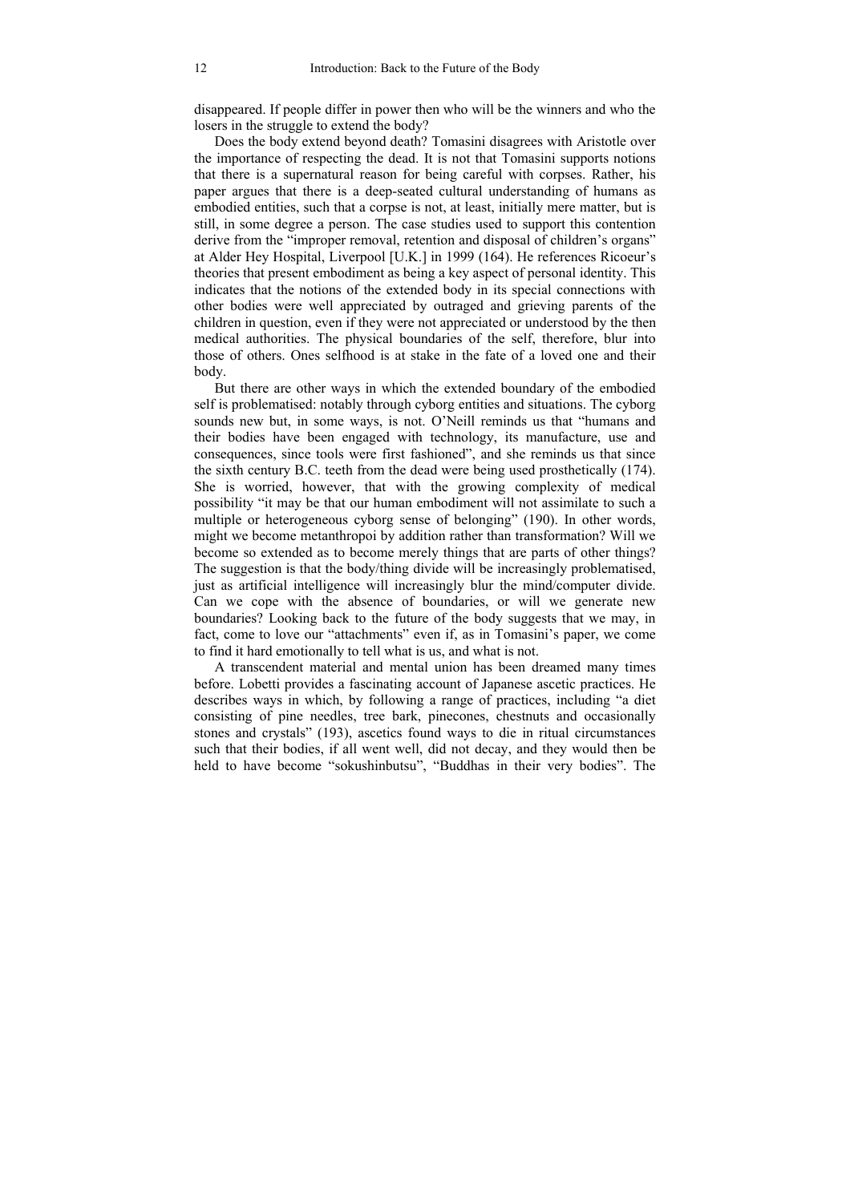disappeared. If people differ in power then who will be the winners and who the losers in the struggle to extend the body?

Does the body extend beyond death? Tomasini disagrees with Aristotle over the importance of respecting the dead. It is not that Tomasini supports notions that there is a supernatural reason for being careful with corpses. Rather, his paper argues that there is a deep-seated cultural understanding of humans as embodied entities, such that a corpse is not, at least, initially mere matter, but is still, in some degree a person. The case studies used to support this contention derive from the "improper removal, retention and disposal of children's organs" at Alder Hey Hospital, Liverpool [U.K.] in 1999 (164). He references Ricoeur's theories that present embodiment as being a key aspect of personal identity. This indicates that the notions of the extended body in its special connections with other bodies were well appreciated by outraged and grieving parents of the children in question, even if they were not appreciated or understood by the then medical authorities. The physical boundaries of the self, therefore, blur into those of others. Ones selfhood is at stake in the fate of a loved one and their body.

But there are other ways in which the extended boundary of the embodied self is problematised: notably through cyborg entities and situations. The cyborg sounds new but, in some ways, is not. O'Neill reminds us that "humans and their bodies have been engaged with technology, its manufacture, use and consequences, since tools were first fashioned", and she reminds us that since the sixth century B.C. teeth from the dead were being used prosthetically (174). She is worried, however, that with the growing complexity of medical possibility "it may be that our human embodiment will not assimilate to such a multiple or heterogeneous cyborg sense of belonging" (190). In other words, might we become metanthropoi by addition rather than transformation? Will we become so extended as to become merely things that are parts of other things? The suggestion is that the body/thing divide will be increasingly problematised, just as artificial intelligence will increasingly blur the mind/computer divide. Can we cope with the absence of boundaries, or will we generate new boundaries? Looking back to the future of the body suggests that we may, in fact, come to love our "attachments" even if, as in Tomasini's paper, we come to find it hard emotionally to tell what is us, and what is not.

A transcendent material and mental union has been dreamed many times before. Lobetti provides a fascinating account of Japanese ascetic practices. He describes ways in which, by following a range of practices, including "a diet consisting of pine needles, tree bark, pinecones, chestnuts and occasionally stones and crystals" (193), ascetics found ways to die in ritual circumstances such that their bodies, if all went well, did not decay, and they would then be held to have become "sokushinbutsu", "Buddhas in their very bodies". The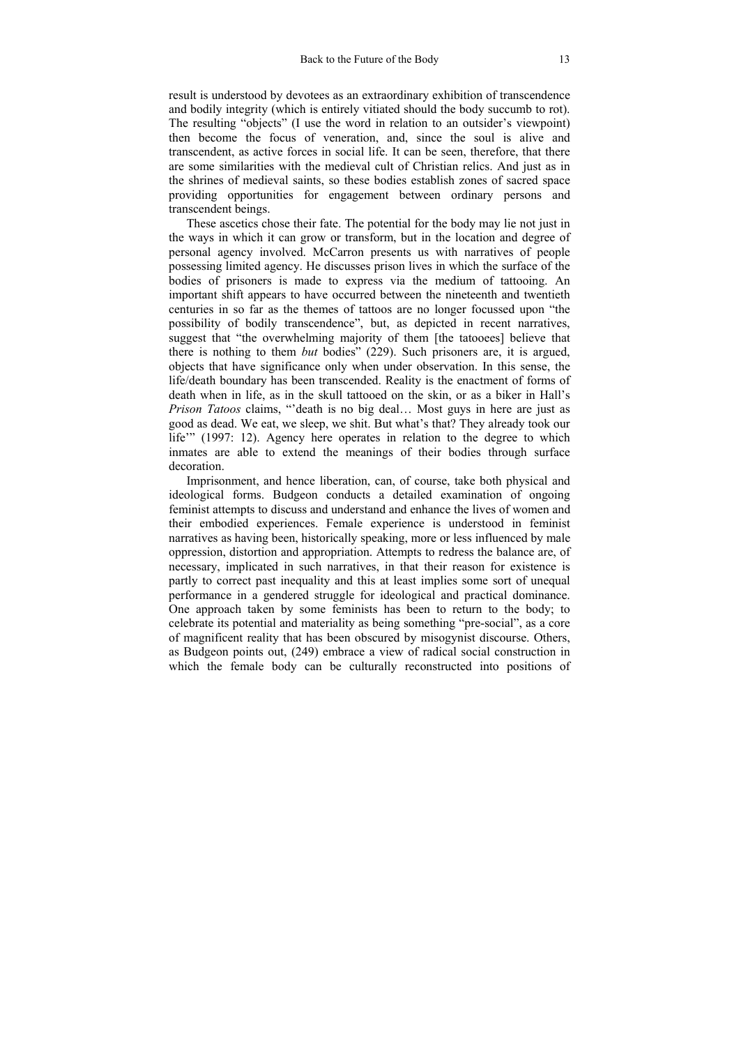result is understood by devotees as an extraordinary exhibition of transcendence and bodily integrity (which is entirely vitiated should the body succumb to rot). The resulting "objects" (I use the word in relation to an outsider's viewpoint) then become the focus of veneration, and, since the soul is alive and transcendent, as active forces in social life. It can be seen, therefore, that there are some similarities with the medieval cult of Christian relics. And just as in the shrines of medieval saints, so these bodies establish zones of sacred space providing opportunities for engagement between ordinary persons and transcendent beings.

These ascetics chose their fate. The potential for the body may lie not just in the ways in which it can grow or transform, but in the location and degree of personal agency involved. McCarron presents us with narratives of people possessing limited agency. He discusses prison lives in which the surface of the bodies of prisoners is made to express via the medium of tattooing. An important shift appears to have occurred between the nineteenth and twentieth centuries in so far as the themes of tattoos are no longer focussed upon "the possibility of bodily transcendence", but, as depicted in recent narratives, suggest that "the overwhelming majority of them [the tatooees] believe that there is nothing to them *but* bodies" (229). Such prisoners are, it is argued, objects that have significance only when under observation. In this sense, the life/death boundary has been transcended. Reality is the enactment of forms of death when in life, as in the skull tattooed on the skin, or as a biker in Hall's *Prison Tatoos* claims, "'death is no big deal… Most guys in here are just as good as dead. We eat, we sleep, we shit. But what's that? They already took our life'" (1997: 12). Agency here operates in relation to the degree to which inmates are able to extend the meanings of their bodies through surface decoration.

Imprisonment, and hence liberation, can, of course, take both physical and ideological forms. Budgeon conducts a detailed examination of ongoing feminist attempts to discuss and understand and enhance the lives of women and their embodied experiences. Female experience is understood in feminist narratives as having been, historically speaking, more or less influenced by male oppression, distortion and appropriation. Attempts to redress the balance are, of necessary, implicated in such narratives, in that their reason for existence is partly to correct past inequality and this at least implies some sort of unequal performance in a gendered struggle for ideological and practical dominance. One approach taken by some feminists has been to return to the body; to celebrate its potential and materiality as being something "pre-social", as a core of magnificent reality that has been obscured by misogynist discourse. Others, as Budgeon points out, (249) embrace a view of radical social construction in which the female body can be culturally reconstructed into positions of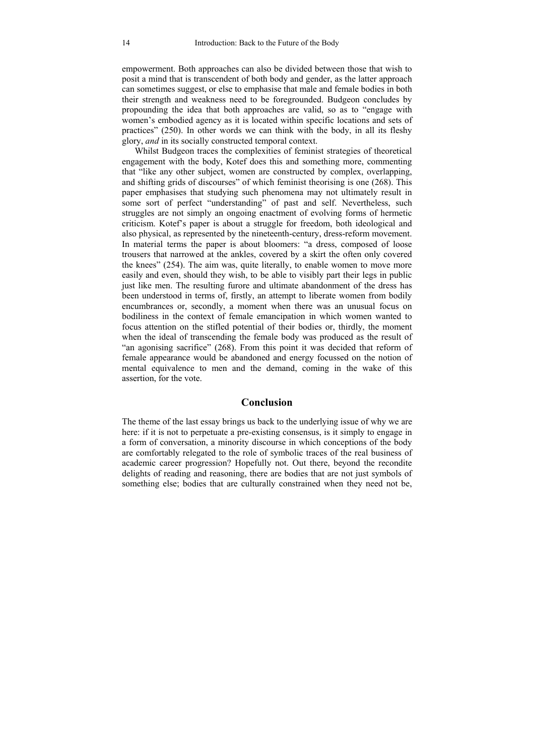empowerment. Both approaches can also be divided between those that wish to posit a mind that is transcendent of both body and gender, as the latter approach can sometimes suggest, or else to emphasise that male and female bodies in both their strength and weakness need to be foregrounded. Budgeon concludes by propounding the idea that both approaches are valid, so as to "engage with women's embodied agency as it is located within specific locations and sets of practices" (250). In other words we can think with the body, in all its fleshy glory, *and* in its socially constructed temporal context.

Whilst Budgeon traces the complexities of feminist strategies of theoretical engagement with the body, Kotef does this and something more, commenting that "like any other subject, women are constructed by complex, overlapping, and shifting grids of discourses" of which feminist theorising is one (268). This paper emphasises that studying such phenomena may not ultimately result in some sort of perfect "understanding" of past and self. Nevertheless, such struggles are not simply an ongoing enactment of evolving forms of hermetic criticism. Kotef's paper is about a struggle for freedom, both ideological and also physical, as represented by the nineteenth-century, dress-reform movement. In material terms the paper is about bloomers: "a dress, composed of loose trousers that narrowed at the ankles, covered by a skirt the often only covered the knees" (254). The aim was, quite literally, to enable women to move more easily and even, should they wish, to be able to visibly part their legs in public just like men. The resulting furore and ultimate abandonment of the dress has been understood in terms of, firstly, an attempt to liberate women from bodily encumbrances or, secondly, a moment when there was an unusual focus on bodiliness in the context of female emancipation in which women wanted to focus attention on the stifled potential of their bodies or, thirdly, the moment when the ideal of transcending the female body was produced as the result of "an agonising sacrifice" (268). From this point it was decided that reform of female appearance would be abandoned and energy focussed on the notion of mental equivalence to men and the demand, coming in the wake of this assertion, for the vote.

## Conclusion

The theme of the last essay brings us back to the underlying issue of why we are here: if it is not to perpetuate a pre-existing consensus, is it simply to engage in a form of conversation, a minority discourse in which conceptions of the body are comfortably relegated to the role of symbolic traces of the real business of academic career progression? Hopefully not. Out there, beyond the recondite delights of reading and reasoning, there are bodies that are not just symbols of something else; bodies that are culturally constrained when they need not be,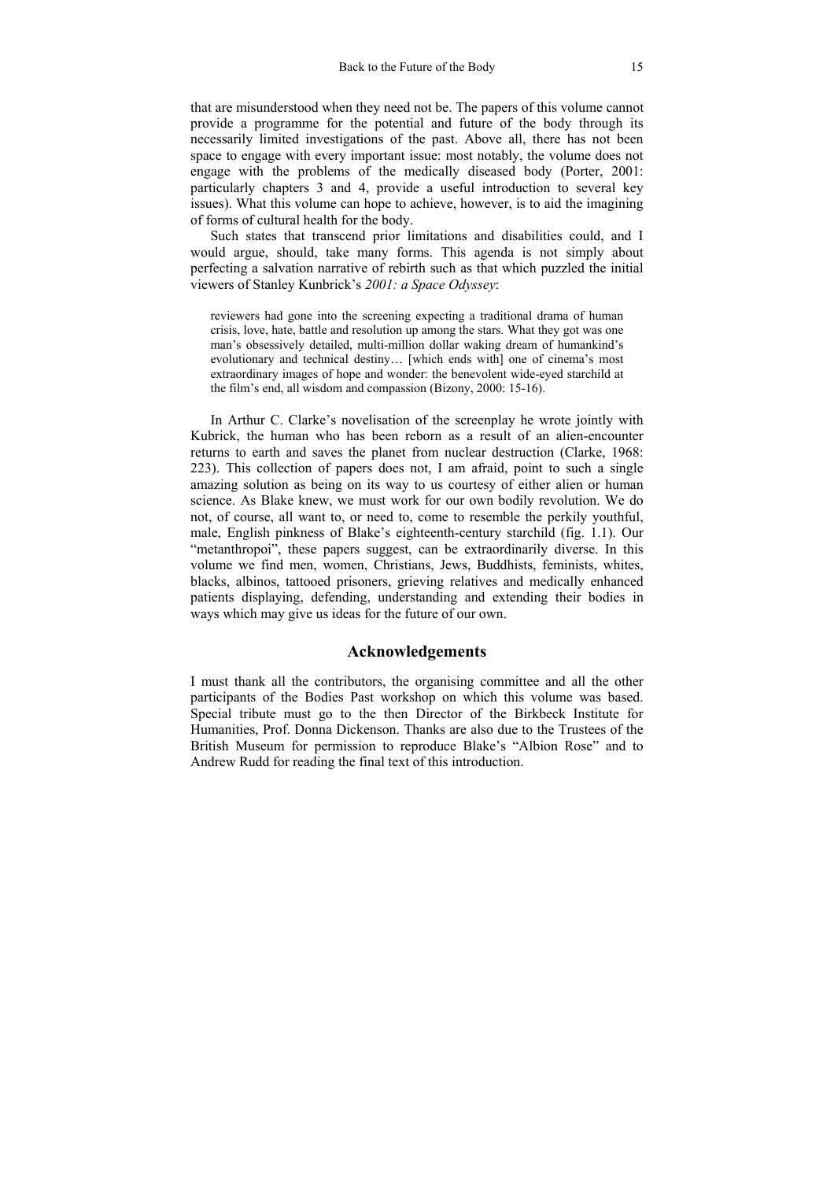that are misunderstood when they need not be. The papers of this volume cannot provide a programme for the potential and future of the body through its necessarily limited investigations of the past. Above all, there has not been space to engage with every important issue: most notably, the volume does not engage with the problems of the medically diseased body (Porter, 2001: particularly chapters 3 and 4, provide a useful introduction to several key issues). What this volume can hope to achieve, however, is to aid the imagining of forms of cultural health for the body.

Such states that transcend prior limitations and disabilities could, and I would argue, should, take many forms. This agenda is not simply about perfecting a salvation narrative of rebirth such as that which puzzled the initial viewers of Stanley Kunbrick's *2001: a Space Odyssey*:

> reviewers had gone into the screening expecting a traditional drama of human crisis, love, hate, battle and resolution up among the stars. What they got was one man's obsessively detailed, multi-million dollar waking dream of humankind's evolutionary and technical destiny… [which ends with] one of cinema's most extraordinary images of hope and wonder: the benevolent wide-eyed starchild at the film's end, all wisdom and compassion (Bizony, 2000: 15-16).

In Arthur C. Clarke's novelisation of the screenplay he wrote jointly with Kubrick, the human who has been reborn as a result of an alien-encounter returns to earth and saves the planet from nuclear destruction (Clarke, 1968: 223). This collection of papers does not, I am afraid, point to such a single amazing solution as being on its way to us courtesy of either alien or human science. As Blake knew, we must work for our own bodily revolution. We do not, of course, all want to, or need to, come to resemble the perkily youthful, male, English pinkness of Blake's eighteenth-century starchild (fig. 1.1). Our "metanthropoi", these papers suggest, can be extraordinarily diverse. In this volume we find men, women, Christians, Jews, Buddhists, feminists, whites, blacks, albinos, tattooed prisoners, grieving relatives and medically enhanced patients displaying, defending, understanding and extending their bodies in ways which may give us ideas for the future of our own.

## Acknowledgements

I must thank all the contributors, the organising committee and all the other participants of the Bodies Past workshop on which this volume was based. Special tribute must go to the then Director of the Birkbeck Institute for Humanities, Prof. Donna Dickenson. Thanks are also due to the Trustees of the British Museum for permission to reproduce Blake's "Albion Rose" and to Andrew Rudd for reading the final text of this introduction.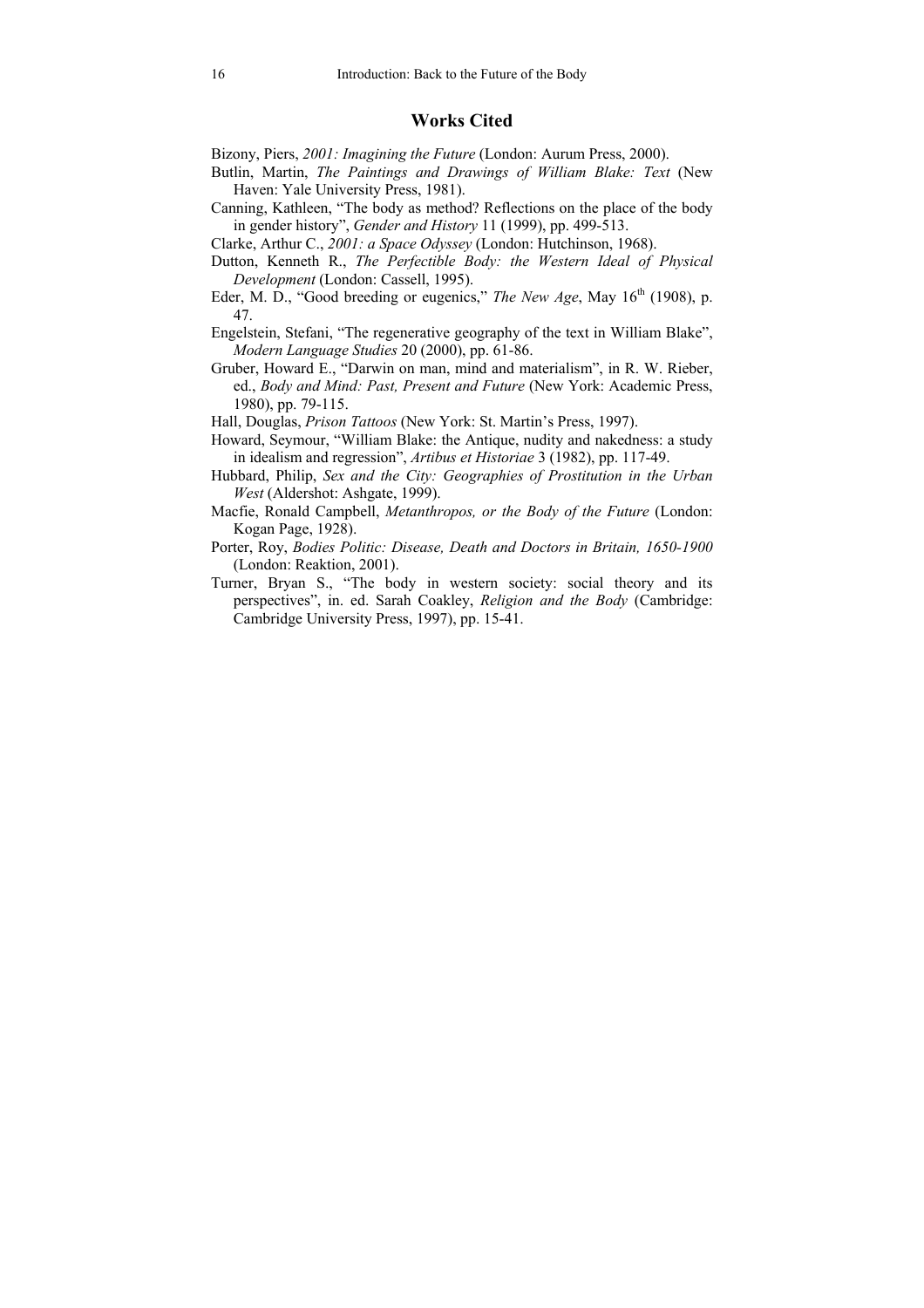## Works Cited

Bizony, Piers, *2001: Imagining the Future* (London: Aurum Press, 2000).

Butlin, Martin, *The Paintings and Drawings of William Blake: Text* (New Haven: Yale University Press, 1981).

Canning, Kathleen, "The body as method? Reflections on the place of the body in gender history", *Gender and History* 11 (1999), pp. 499-513.

Clarke, Arthur C., *2001: a Space Odyssey* (London: Hutchinson, 1968).

Dutton, Kenneth R., *The Perfectible Body: the Western Ideal of Physical Development* (London: Cassell, 1995).

Eder, M. D., "Good breeding or eugenics," *The New Age*, May 16th (1908), p. 47.

Engelstein, Stefani, "The regenerative geography of the text in William Blake", *Modern Language Studies* 20 (2000), pp. 61-86.

Gruber, Howard E., "Darwin on man, mind and materialism", in R. W. Rieber, ed., *Body and Mind: Past, Present and Future* (New York: Academic Press, 1980), pp. 79-115.

Hall, Douglas, *Prison Tattoos* (New York: St. Martin's Press, 1997).

Howard, Seymour, "William Blake: the Antique, nudity and nakedness: a study in idealism and regression", *Artibus et Historiae* 3 (1982), pp. 117-49.

Hubbard, Philip, *Sex and the City: Geographies of Prostitution in the Urban West* (Aldershot: Ashgate, 1999).

Macfie, Ronald Campbell, *Metanthropos, or the Body of the Future* (London: Kogan Page, 1928).

Porter, Roy, *Bodies Politic: Disease, Death and Doctors in Britain, 1650-1900* (London: Reaktion, 2001).

Turner, Bryan S., "The body in western society: social theory and its perspectives", in. ed. Sarah Coakley, *Religion and the Body* (Cambridge: Cambridge University Press, 1997), pp. 15-41.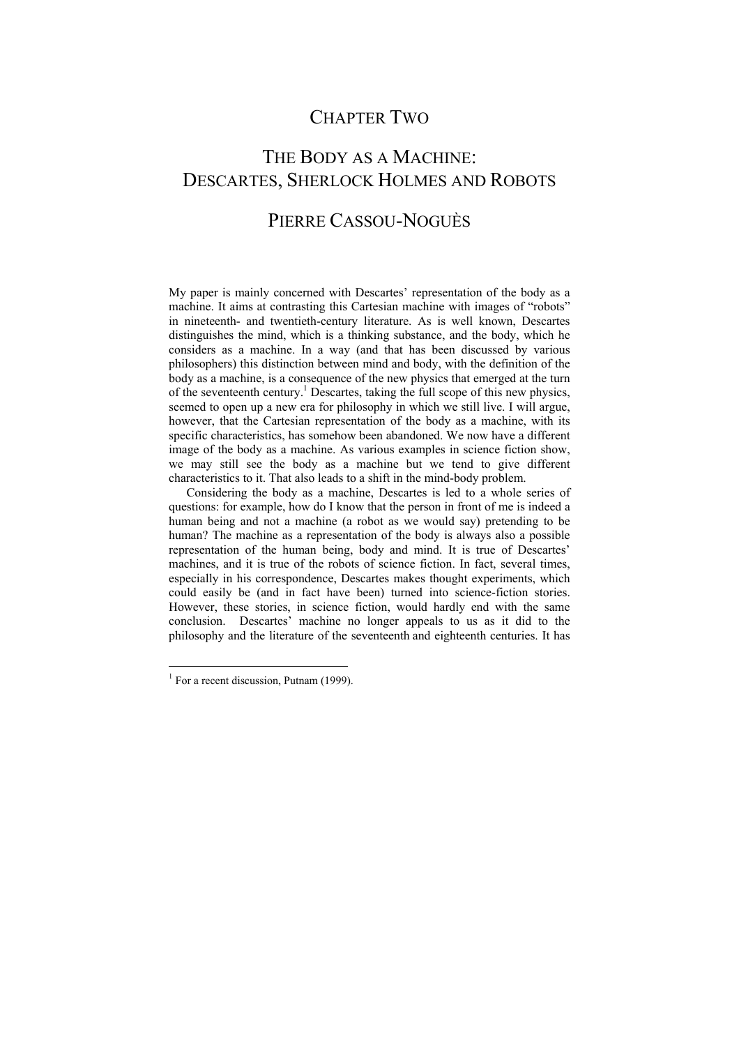# CHAPTER TWO

# THE BODY AS A MACHINE: DESCARTES, SHERLOCK HOLMES AND ROBOTS

## PIERRE CASSOU-NOGUÈS

My paper is mainly concerned with Descartes' representation of the body as a machine. It aims at contrasting this Cartesian machine with images of "robots" in nineteenth- and twentieth-century literature. As is well known, Descartes distinguishes the mind, which is a thinking substance, and the body, which he considers as a machine. In a way (and that has been discussed by various philosophers) this distinction between mind and body, with the definition of the body as a machine, is a consequence of the new physics that emerged at the turn of the seventeenth century.[1] Descartes, taking the full scope of this new physics, seemed to open up a new era for philosophy in which we still live. I will argue, however, that the Cartesian representation of the body as a machine, with its specific characteristics, has somehow been abandoned. We now have a different image of the body as a machine. As various examples in science fiction show, we may still see the body as a machine but we tend to give different characteristics to it. That also leads to a shift in the mind-body problem.

Considering the body as a machine, Descartes is led to a whole series of questions: for example, how do I know that the person in front of me is indeed a human being and not a machine (a robot as we would say) pretending to be human? The machine as a representation of the body is always also a possible representation of the human being, body and mind. It is true of Descartes' machines, and it is true of the robots of science fiction. In fact, several times, especially in his correspondence, Descartes makes thought experiments, which could easily be (and in fact have been) turned into science-fiction stories. However, these stories, in science fiction, would hardly end with the same conclusion. Descartes' machine no longer appeals to us as it did to the philosophy and the literature of the seventeenth and eighteenth centuries. It has

---

[1] For a recent discussion, Putnam (1999).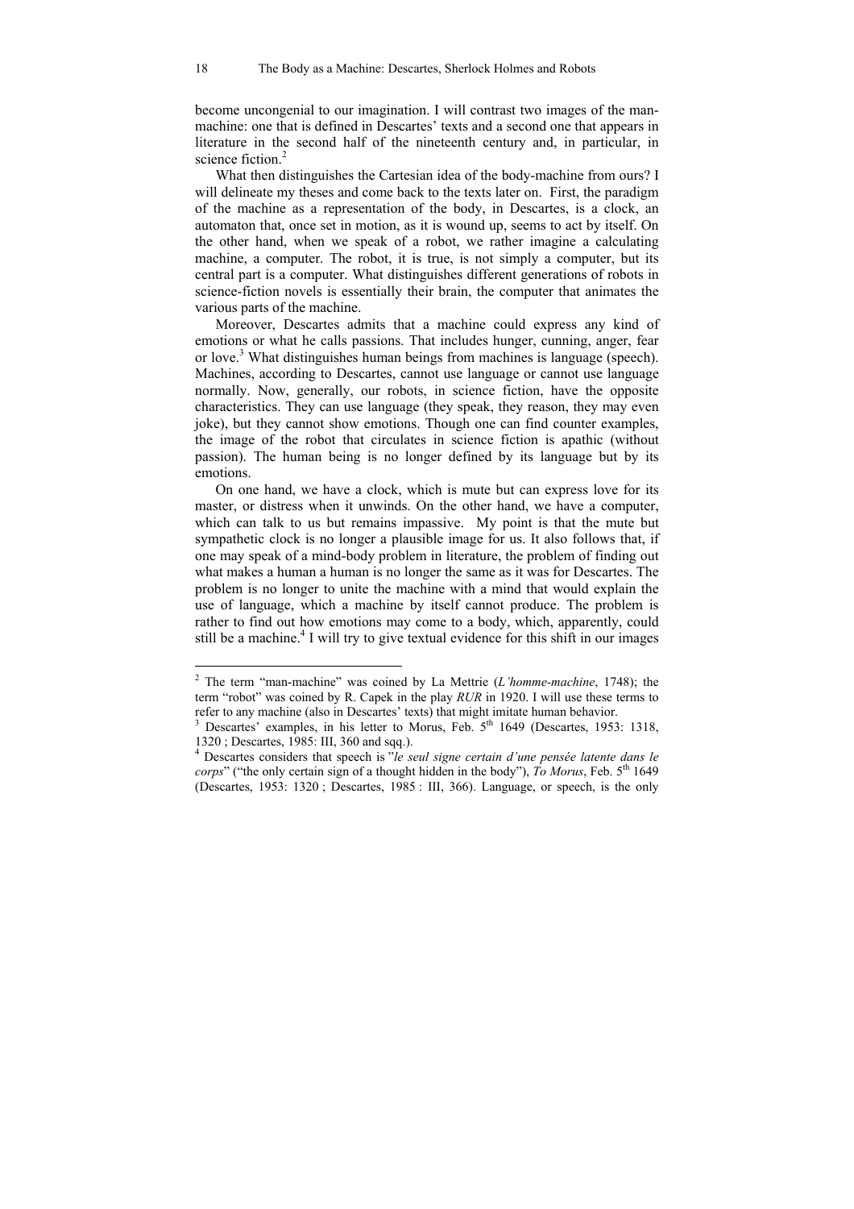become uncongenial to our imagination. I will contrast two images of the man-machine: one that is defined in Descartes' texts and a second one that appears in literature in the second half of the nineteenth century and, in particular, in science fiction.[2]

What then distinguishes the Cartesian idea of the body-machine from ours? I will delineate my theses and come back to the texts later on. First, the paradigm of the machine as a representation of the body, in Descartes, is a clock, an automaton that, once set in motion, as it is wound up, seems to act by itself. On the other hand, when we speak of a robot, we rather imagine a calculating machine, a computer. The robot, it is true, is not simply a computer, but its central part is a computer. What distinguishes different generations of robots in science-fiction novels is essentially their brain, the computer that animates the various parts of the machine.

Moreover, Descartes admits that a machine could express any kind of emotions or what he calls passions. That includes hunger, cunning, anger, fear or love.[3] What distinguishes human beings from machines is language (speech). Machines, according to Descartes, cannot use language or cannot use language normally. Now, generally, our robots, in science fiction, have the opposite characteristics. They can use language (they speak, they reason, they may even joke), but they cannot show emotions. Though one can find counter examples, the image of the robot that circulates in science fiction is apathic (without passion). The human being is no longer defined by its language but by its emotions.

On one hand, we have a clock, which is mute but can express love for its master, or distress when it unwinds. On the other hand, we have a computer, which can talk to us but remains impassive. My point is that the mute but sympathetic clock is no longer a plausible image for us. It also follows that, if one may speak of a mind-body problem in literature, the problem of finding out what makes a human a human is no longer the same as it was for Descartes. The problem is no longer to unite the machine with a mind that would explain the use of language, which a machine by itself cannot produce. The problem is rather to find out how emotions may come to a body, which, apparently, could still be a machine.[4] I will try to give textual evidence for this shift in our images

---

[2] The term "man-machine" was coined by La Mettrie (*L'homme-machine*, 1748); the term "robot" was coined by R. Capek in the play *RUR* in 1920. I will use these terms to refer to any machine (also in Descartes' texts) that might imitate human behavior.

[3] Descartes' examples, in his letter to Morus, Feb. 5th 1649 (Descartes, 1953: 1318, 1320 ; Descartes, 1985: III, 360 and sqq.).

[4] Descartes considers that speech is "*le seul signe certain d'une pensée latente dans le corps*" ("the only certain sign of a thought hidden in the body"), *To Morus*, Feb. 5th 1649 (Descartes, 1953: 1320 ; Descartes, 1985 : III, 366). Language, or speech, is the only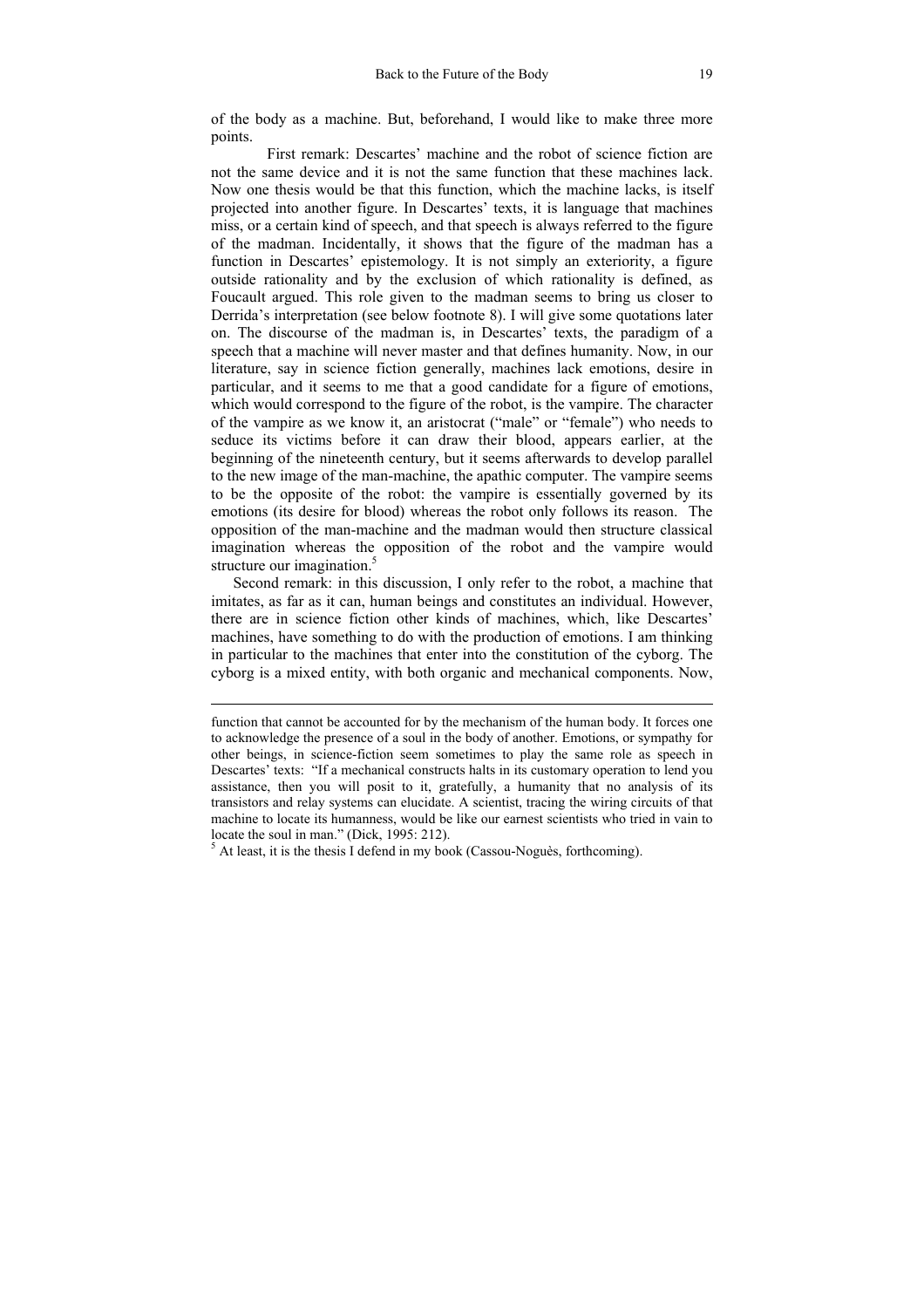of the body as a machine. But, beforehand, I would like to make three more points.

First remark: Descartes' machine and the robot of science fiction are not the same device and it is not the same function that these machines lack. Now one thesis would be that this function, which the machine lacks, is itself projected into another figure. In Descartes' texts, it is language that machines miss, or a certain kind of speech, and that speech is always referred to the figure of the madman. Incidentally, it shows that the figure of the madman has a function in Descartes' epistemology. It is not simply an exteriority, a figure outside rationality and by the exclusion of which rationality is defined, as Foucault argued. This role given to the madman seems to bring us closer to Derrida's interpretation (see below footnote 8). I will give some quotations later on. The discourse of the madman is, in Descartes' texts, the paradigm of a speech that a machine will never master and that defines humanity. Now, in our literature, say in science fiction generally, machines lack emotions, desire in particular, and it seems to me that a good candidate for a figure of emotions, which would correspond to the figure of the robot, is the vampire. The character of the vampire as we know it, an aristocrat ("male" or "female") who needs to seduce its victims before it can draw their blood, appears earlier, at the beginning of the nineteenth century, but it seems afterwards to develop parallel to the new image of the man-machine, the apathic computer. The vampire seems to be the opposite of the robot: the vampire is essentially governed by its emotions (its desire for blood) whereas the robot only follows its reason. The opposition of the man-machine and the madman would then structure classical imagination whereas the opposition of the robot and the vampire would structure our imagination.[5]

Second remark: in this discussion, I only refer to the robot, a machine that imitates, as far as it can, human beings and constitutes an individual. However, there are in science fiction other kinds of machines, which, like Descartes' machines, have something to do with the production of emotions. I am thinking in particular to the machines that enter into the constitution of the cyborg. The cyborg is a mixed entity, with both organic and mechanical components. Now,

---

function that cannot be accounted for by the mechanism of the human body. It forces one to acknowledge the presence of a soul in the body of another. Emotions, or sympathy for other beings, in science-fiction seem sometimes to play the same role as speech in Descartes' texts: "If a mechanical constructs halts in its customary operation to lend you assistance, then you will posit to it, gratefully, a humanity that no analysis of its transistors and relay systems can elucidate. A scientist, tracing the wiring circuits of that machine to locate its humanness, would be like our earnest scientists who tried in vain to locate the soul in man." (Dick, 1995: 212).

[5] At least, it is the thesis I defend in my book (Cassou-Noguès, forthcoming).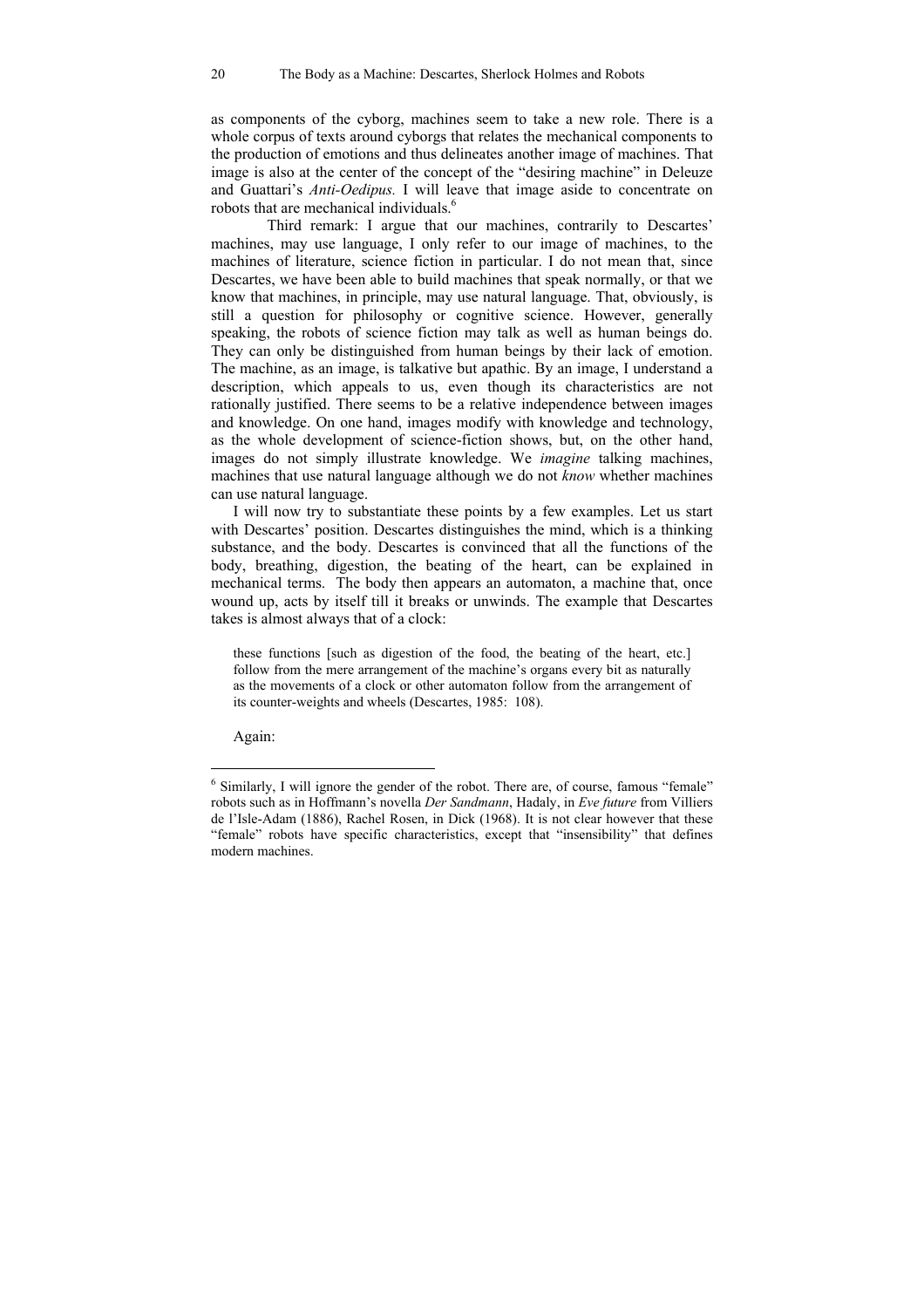as components of the cyborg, machines seem to take a new role. There is a whole corpus of texts around cyborgs that relates the mechanical components to the production of emotions and thus delineates another image of machines. That image is also at the center of the concept of the "desiring machine" in Deleuze and Guattari's *Anti-Oedipus.* I will leave that image aside to concentrate on robots that are mechanical individuals.[6]

Third remark: I argue that our machines, contrarily to Descartes' machines, may use language, I only refer to our image of machines, to the machines of literature, science fiction in particular. I do not mean that, since Descartes, we have been able to build machines that speak normally, or that we know that machines, in principle, may use natural language. That, obviously, is still a question for philosophy or cognitive science. However, generally speaking, the robots of science fiction may talk as well as human beings do. They can only be distinguished from human beings by their lack of emotion. The machine, as an image, is talkative but apathic. By an image, I understand a description, which appeals to us, even though its characteristics are not rationally justified. There seems to be a relative independence between images and knowledge. On one hand, images modify with knowledge and technology, as the whole development of science-fiction shows, but, on the other hand, images do not simply illustrate knowledge. We *imagine* talking machines, machines that use natural language although we do not *know* whether machines can use natural language.

I will now try to substantiate these points by a few examples. Let us start with Descartes' position. Descartes distinguishes the mind, which is a thinking substance, and the body. Descartes is convinced that all the functions of the body, breathing, digestion, the beating of the heart, can be explained in mechanical terms. The body then appears an automaton, a machine that, once wound up, acts by itself till it breaks or unwinds. The example that Descartes takes is almost always that of a clock:

> these functions [such as digestion of the food, the beating of the heart, etc.] follow from the mere arrangement of the machine's organs every bit as naturally as the movements of a clock or other automaton follow from the arrangement of its counter-weights and wheels (Descartes, 1985: 108).

Again:

---

[6] Similarly, I will ignore the gender of the robot. There are, of course, famous "female" robots such as in Hoffmann's novella *Der Sandmann*, Hadaly, in *Eve future* from Villiers de l'Isle-Adam (1886), Rachel Rosen, in Dick (1968). It is not clear however that these "female" robots have specific characteristics, except that "insensibility" that defines modern machines.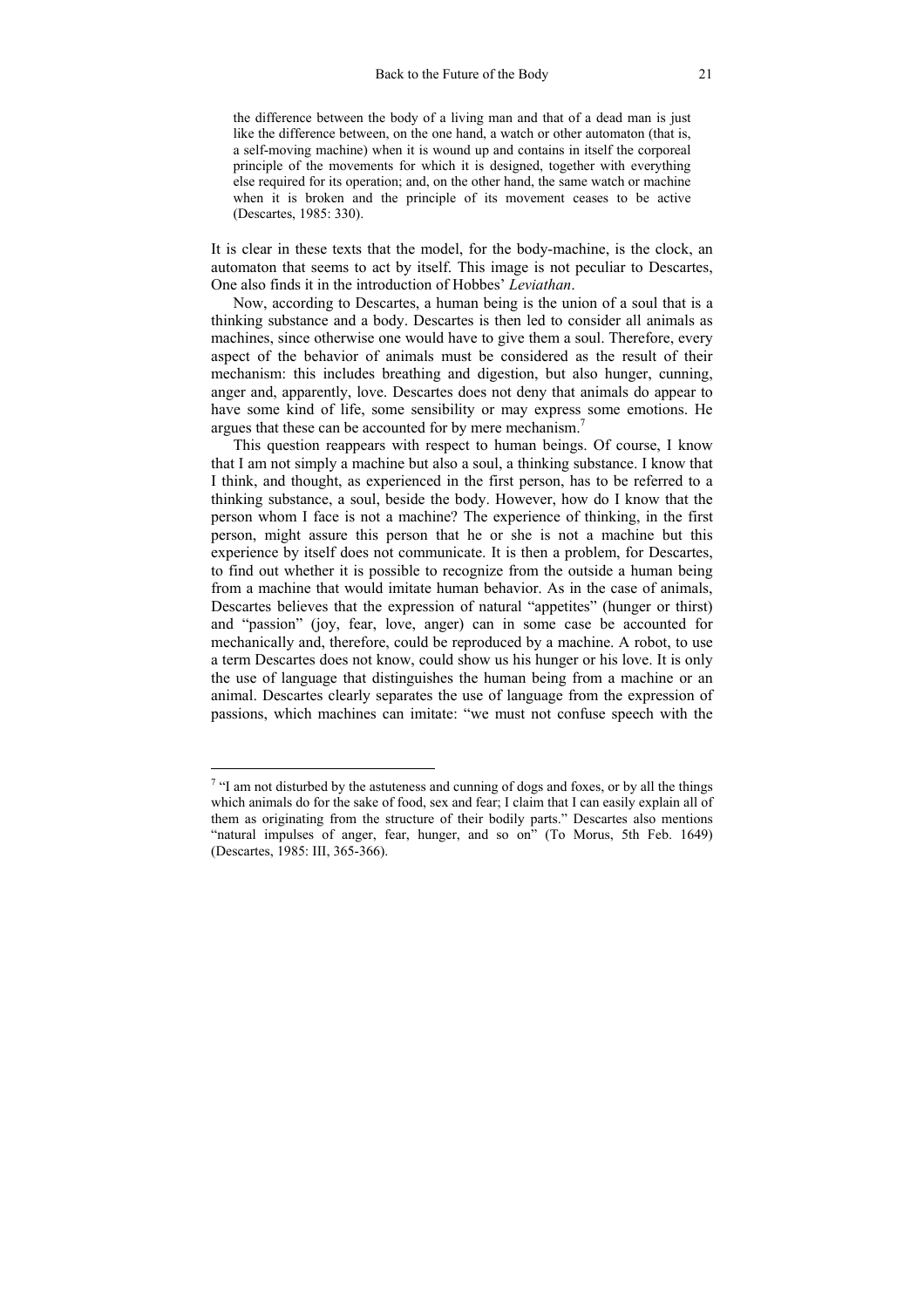> the difference between the body of a living man and that of a dead man is just like the difference between, on the one hand, a watch or other automaton (that is, a self-moving machine) when it is wound up and contains in itself the corporeal principle of the movements for which it is designed, together with everything else required for its operation; and, on the other hand, the same watch or machine when it is broken and the principle of its movement ceases to be active (Descartes, 1985: 330).

It is clear in these texts that the model, for the body-machine, is the clock, an automaton that seems to act by itself. This image is not peculiar to Descartes, One also finds it in the introduction of Hobbes' *Leviathan*.

Now, according to Descartes, a human being is the union of a soul that is a thinking substance and a body. Descartes is then led to consider all animals as machines, since otherwise one would have to give them a soul. Therefore, every aspect of the behavior of animals must be considered as the result of their mechanism: this includes breathing and digestion, but also hunger, cunning, anger and, apparently, love. Descartes does not deny that animals do appear to have some kind of life, some sensibility or may express some emotions. He argues that these can be accounted for by mere mechanism.[7]

This question reappears with respect to human beings. Of course, I know that I am not simply a machine but also a soul, a thinking substance. I know that I think, and thought, as experienced in the first person, has to be referred to a thinking substance, a soul, beside the body. However, how do I know that the person whom I face is not a machine? The experience of thinking, in the first person, might assure this person that he or she is not a machine but this experience by itself does not communicate. It is then a problem, for Descartes, to find out whether it is possible to recognize from the outside a human being from a machine that would imitate human behavior. As in the case of animals, Descartes believes that the expression of natural "appetites" (hunger or thirst) and "passion" (joy, fear, love, anger) can in some case be accounted for mechanically and, therefore, could be reproduced by a machine. A robot, to use a term Descartes does not know, could show us his hunger or his love. It is only the use of language that distinguishes the human being from a machine or an animal. Descartes clearly separates the use of language from the expression of passions, which machines can imitate: "we must not confuse speech with the

---

[7] "I am not disturbed by the astuteness and cunning of dogs and foxes, or by all the things which animals do for the sake of food, sex and fear; I claim that I can easily explain all of them as originating from the structure of their bodily parts." Descartes also mentions "natural impulses of anger, fear, hunger, and so on" (To Morus, 5th Feb. 1649) (Descartes, 1985: III, 365-366).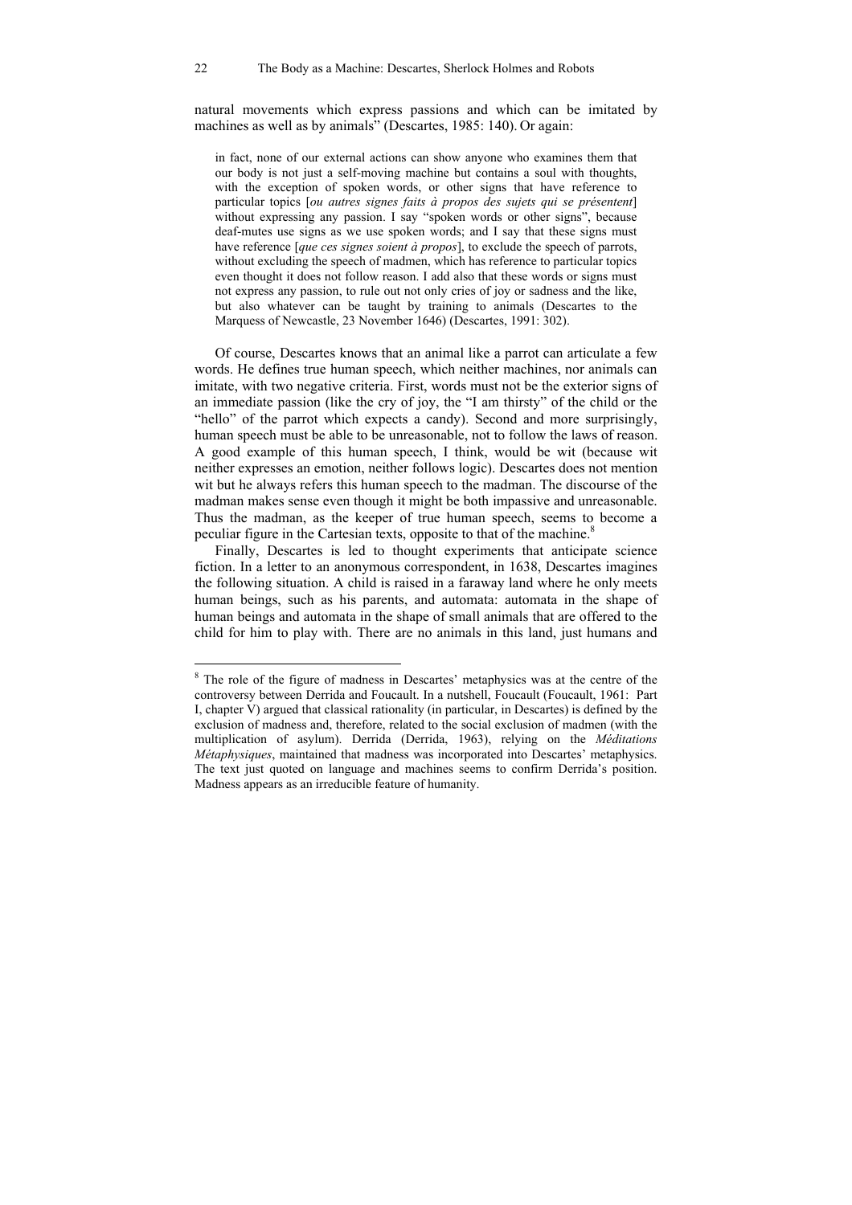natural movements which express passions and which can be imitated by machines as well as by animals" (Descartes, 1985: 140). Or again:

> in fact, none of our external actions can show anyone who examines them that our body is not just a self-moving machine but contains a soul with thoughts, with the exception of spoken words, or other signs that have reference to particular topics [*ou autres signes faits à propos des sujets qui se présentent*] without expressing any passion. I say "spoken words or other signs", because deaf-mutes use signs as we use spoken words; and I say that these signs must have reference [*que ces signes soient à propos*], to exclude the speech of parrots, without excluding the speech of madmen, which has reference to particular topics even thought it does not follow reason. I add also that these words or signs must not express any passion, to rule out not only cries of joy or sadness and the like, but also whatever can be taught by training to animals (Descartes to the Marquess of Newcastle, 23 November 1646) (Descartes, 1991: 302).

Of course, Descartes knows that an animal like a parrot can articulate a few words. He defines true human speech, which neither machines, nor animals can imitate, with two negative criteria. First, words must not be the exterior signs of an immediate passion (like the cry of joy, the "I am thirsty" of the child or the "hello" of the parrot which expects a candy). Second and more surprisingly, human speech must be able to be unreasonable, not to follow the laws of reason. A good example of this human speech, I think, would be wit (because wit neither expresses an emotion, neither follows logic). Descartes does not mention wit but he always refers this human speech to the madman. The discourse of the madman makes sense even though it might be both impassive and unreasonable. Thus the madman, as the keeper of true human speech, seems to become a peculiar figure in the Cartesian texts, opposite to that of the machine.[8]

Finally, Descartes is led to thought experiments that anticipate science fiction. In a letter to an anonymous correspondent, in 1638, Descartes imagines the following situation. A child is raised in a faraway land where he only meets human beings, such as his parents, and automata: automata in the shape of human beings and automata in the shape of small animals that are offered to the child for him to play with. There are no animals in this land, just humans and

---

[8] The role of the figure of madness in Descartes' metaphysics was at the centre of the controversy between Derrida and Foucault. In a nutshell, Foucault (Foucault, 1961: Part I, chapter V) argued that classical rationality (in particular, in Descartes) is defined by the exclusion of madness and, therefore, related to the social exclusion of madmen (with the multiplication of asylum). Derrida (Derrida, 1963), relying on the *Méditations Métaphysiques*, maintained that madness was incorporated into Descartes' metaphysics. The text just quoted on language and machines seems to confirm Derrida's position. Madness appears as an irreducible feature of humanity.